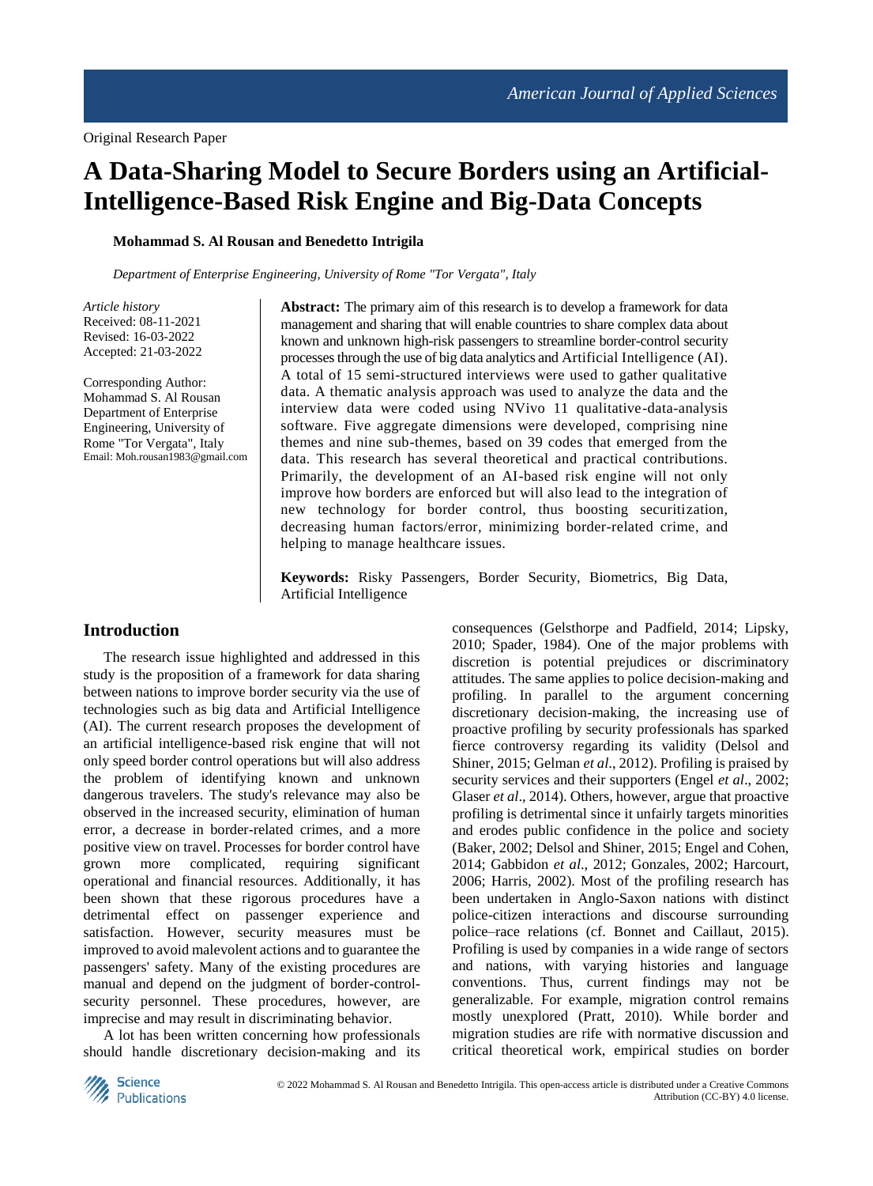Original Research Paper

# A Data-Sharing Model to Secure Borders using an Artificial-Intelligence-Based Risk Engine and Big-Data Concepts

**Mohammad S. Al Rousan and Benedetto Intrigila**

*Department of Enterprise Engineering, University of Rome "Tor Vergata", Italy*

*Article history*
Received: 08-11-2021
Revised: 16-03-2022
Accepted: 21-03-2022

Corresponding Author:
Mohammad S. Al Rousan
Department of Enterprise Engineering, University of Rome "Tor Vergata", Italy
Email: Moh.rousan1983@gmail.com

**Abstract:** The primary aim of this research is to develop a framework for data management and sharing that will enable countries to share complex data about known and unknown high-risk passengers to streamline border-control security processes through the use of big data analytics and Artificial Intelligence (AI). A total of 15 semi-structured interviews were used to gather qualitative data. A thematic analysis approach was used to analyze the data and the interview data were coded using NVivo 11 qualitative-data-analysis software. Five aggregate dimensions were developed, comprising nine themes and nine sub-themes, based on 39 codes that emerged from the data. This research has several theoretical and practical contributions. Primarily, the development of an AI-based risk engine will not only improve how borders are enforced but will also lead to the integration of new technology for border control, thus boosting securitization, decreasing human factors/error, minimizing border-related crime, and helping to manage healthcare issues.

**Keywords:** Risky Passengers, Border Security, Biometrics, Big Data, Artificial Intelligence

## Introduction

The research issue highlighted and addressed in this study is the proposition of a framework for data sharing between nations to improve border security via the use of technologies such as big data and Artificial Intelligence (AI). The current research proposes the development of an artificial intelligence-based risk engine that will not only speed border control operations but will also address the problem of identifying known and unknown dangerous travelers. The study's relevance may also be observed in the increased security, elimination of human error, a decrease in border-related crimes, and a more positive view on travel. Processes for border control have grown more complicated, requiring significant operational and financial resources. Additionally, it has been shown that these rigorous procedures have a detrimental effect on passenger experience and satisfaction. However, security measures must be improved to avoid malevolent actions and to guarantee the passengers' safety. Many of the existing procedures are manual and depend on the judgment of border-control-security personnel. These procedures, however, are imprecise and may result in discriminating behavior.

A lot has been written concerning how professionals should handle discretionary decision-making and its consequences (Gelsthorpe and Padfield, 2014; Lipsky, 2010; Spader, 1984). One of the major problems with discretion is potential prejudices or discriminatory attitudes. The same applies to police decision-making and profiling. In parallel to the argument concerning discretionary decision-making, the increasing use of proactive profiling by security professionals has sparked fierce controversy regarding its validity (Delsol and Shiner, 2015; Gelman *et al*., 2012). Profiling is praised by security services and their supporters (Engel *et al*., 2002; Glaser *et al*., 2014). Others, however, argue that proactive profiling is detrimental since it unfairly targets minorities and erodes public confidence in the police and society (Baker, 2002; Delsol and Shiner, 2015; Engel and Cohen, 2014; Gabbidon *et al*., 2012; Gonzales, 2002; Harcourt, 2006; Harris, 2002). Most of the profiling research has been undertaken in Anglo-Saxon nations with distinct police-citizen interactions and discourse surrounding police–race relations (cf. Bonnet and Caillaut, 2015). Profiling is used by companies in a wide range of sectors and nations, with varying histories and language conventions. Thus, current findings may not be generalizable. For example, migration control remains mostly unexplored (Pratt, 2010). While border and migration studies are rife with normative discussion and critical theoretical work, empirical studies on border

© 2022 Mohammad S. Al Rousan and Benedetto Intrigila. This open-access article is distributed under a Creative Commons Attribution (CC-BY) 4.0 license.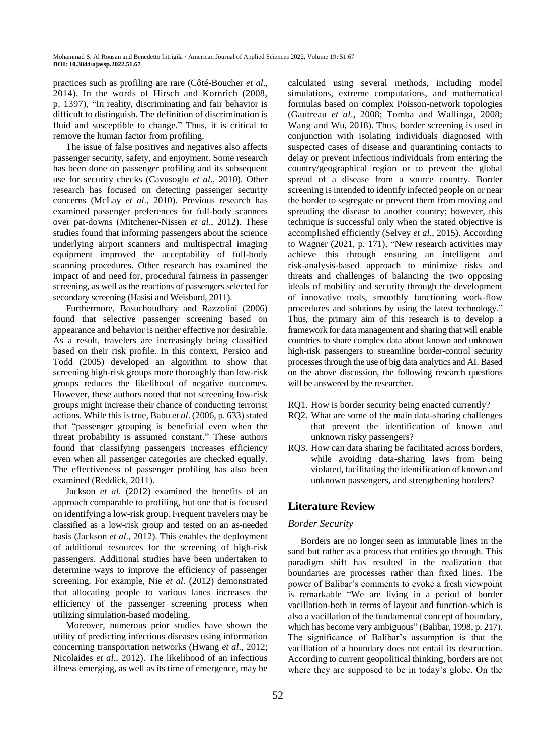practices such as profiling are rare (Côté-Boucher *et al*., 2014). In the words of Hirsch and Kornrich (2008, p. 1397), "In reality, discriminating and fair behavior is difficult to distinguish. The definition of discrimination is fluid and susceptible to change." Thus, it is critical to remove the human factor from profiling.

The issue of false positives and negatives also affects passenger security, safety, and enjoyment. Some research has been done on passenger profiling and its subsequent use for security checks (Cavusoglu *et al*., 2010). Other research has focused on detecting passenger security concerns (McLay *et al*., 2010). Previous research has examined passenger preferences for full-body scanners over pat-downs (Mitchener-Nissen *et al*., 2012). These studies found that informing passengers about the science underlying airport scanners and multispectral imaging equipment improved the acceptability of full-body scanning procedures. Other research has examined the impact of and need for, procedural fairness in passenger screening, as well as the reactions of passengers selected for secondary screening (Hasisi and Weisburd, 2011).

Furthermore, Basuchoudhary and Razzolini (2006) found that selective passenger screening based on appearance and behavior is neither effective nor desirable. As a result, travelers are increasingly being classified based on their risk profile. In this context, Persico and Todd (2005) developed an algorithm to show that screening high-risk groups more thoroughly than low-risk groups reduces the likelihood of negative outcomes. However, these authors noted that not screening low-risk groups might increase their chance of conducting terrorist actions. While this is true, Babu *et al*. (2006, p. 633) stated that "passenger grouping is beneficial even when the threat probability is assumed constant." These authors found that classifying passengers increases efficiency even when all passenger categories are checked equally. The effectiveness of passenger profiling has also been examined (Reddick, 2011).

Jackson *et al*. (2012) examined the benefits of an approach comparable to profiling, but one that is focused on identifying a low-risk group. Frequent travelers may be classified as a low-risk group and tested on an as-needed basis (Jackson *et al*., 2012). This enables the deployment of additional resources for the screening of high-risk passengers. Additional studies have been undertaken to determine ways to improve the efficiency of passenger screening. For example, Nie *et al*. (2012) demonstrated that allocating people to various lanes increases the efficiency of the passenger screening process when utilizing simulation-based modeling.

Moreover, numerous prior studies have shown the utility of predicting infectious diseases using information concerning transportation networks (Hwang *et al*., 2012; Nicolaides *et al*., 2012). The likelihood of an infectious illness emerging, as well as its time of emergence, may be calculated using several methods, including model simulations, extreme computations, and mathematical formulas based on complex Poisson-network topologies (Gautreau *et al*., 2008; Tomba and Wallinga, 2008; Wang and Wu, 2018). Thus, border screening is used in conjunction with isolating individuals diagnosed with suspected cases of disease and quarantining contacts to delay or prevent infectious individuals from entering the country/geographical region or to prevent the global spread of a disease from a source country. Border screening is intended to identify infected people on or near the border to segregate or prevent them from moving and spreading the disease to another country; however, this technique is successful only when the stated objective is accomplished efficiently (Selvey *et al*., 2015). According to Wagner (2021, p. 171), "New research activities may achieve this through ensuring an intelligent and risk-analysis-based approach to minimize risks and threats and challenges of balancing the two opposing ideals of mobility and security through the development of innovative tools, smoothly functioning work-flow procedures and solutions by using the latest technology." Thus, the primary aim of this research is to develop a framework for data management and sharing that will enable countries to share complex data about known and unknown high-risk passengers to streamline border-control security processes through the use of big data analytics and AI. Based on the above discussion, the following research questions will be answered by the researcher.

- RQ1. How is border security being enacted currently?
- RQ2. What are some of the main data-sharing challenges that prevent the identification of known and unknown risky passengers?
- RQ3. How can data sharing be facilitated across borders, while avoiding data-sharing laws from being violated, facilitating the identification of known and unknown passengers, and strengthening borders?

## Literature Review

### *Border Security*

Borders are no longer seen as immutable lines in the sand but rather as a process that entities go through. This paradigm shift has resulted in the realization that boundaries are processes rather than fixed lines. The power of Balibar's comments to evoke a fresh viewpoint is remarkable "We are living in a period of border vacillation-both in terms of layout and function-which is also a vacillation of the fundamental concept of boundary, which has become very ambiguous" (Balibar, 1998, p. 217). The significance of Balibar's assumption is that the vacillation of a boundary does not entail its destruction. According to current geopolitical thinking, borders are not where they are supposed to be in today's globe. On the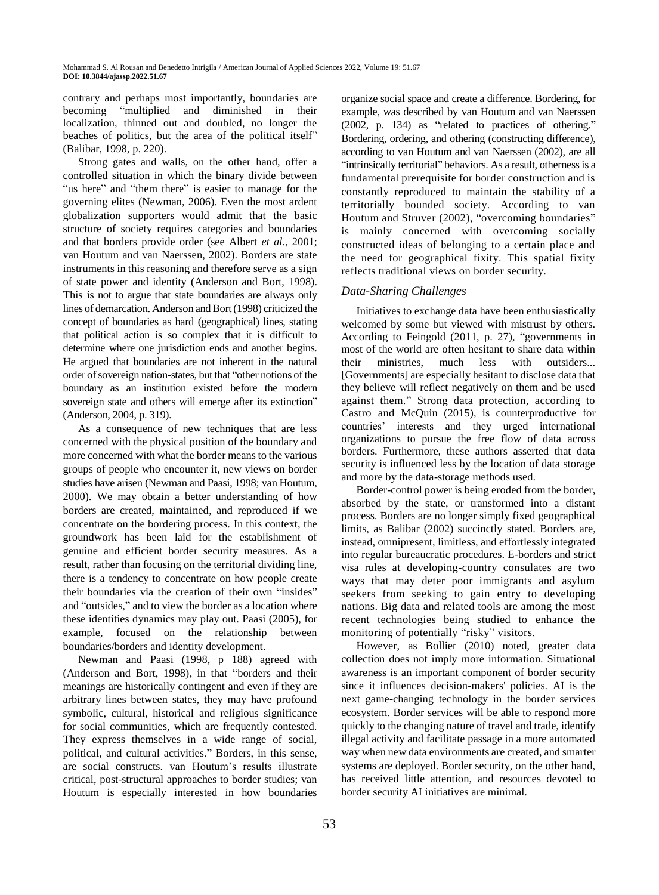contrary and perhaps most importantly, boundaries are becoming "multiplied and diminished in their localization, thinned out and doubled, no longer the beaches of politics, but the area of the political itself" (Balibar, 1998, p. 220).

Strong gates and walls, on the other hand, offer a controlled situation in which the binary divide between "us here" and "them there" is easier to manage for the governing elites (Newman, 2006). Even the most ardent globalization supporters would admit that the basic structure of society requires categories and boundaries and that borders provide order (see Albert *et al*., 2001; van Houtum and van Naerssen, 2002). Borders are state instruments in this reasoning and therefore serve as a sign of state power and identity (Anderson and Bort, 1998). This is not to argue that state boundaries are always only lines of demarcation. Anderson and Bort (1998) criticized the concept of boundaries as hard (geographical) lines, stating that political action is so complex that it is difficult to determine where one jurisdiction ends and another begins. He argued that boundaries are not inherent in the natural order of sovereign nation-states, but that "other notions of the boundary as an institution existed before the modern sovereign state and others will emerge after its extinction" (Anderson, 2004, p. 319).

As a consequence of new techniques that are less concerned with the physical position of the boundary and more concerned with what the border means to the various groups of people who encounter it, new views on border studies have arisen (Newman and Paasi, 1998; van Houtum, 2000). We may obtain a better understanding of how borders are created, maintained, and reproduced if we concentrate on the bordering process. In this context, the groundwork has been laid for the establishment of genuine and efficient border security measures. As a result, rather than focusing on the territorial dividing line, there is a tendency to concentrate on how people create their boundaries via the creation of their own "insides" and "outsides," and to view the border as a location where these identities dynamics may play out. Paasi (2005), for example, focused on the relationship between boundaries/borders and identity development.

Newman and Paasi (1998, p 188) agreed with (Anderson and Bort, 1998), in that "borders and their meanings are historically contingent and even if they are arbitrary lines between states, they may have profound symbolic, cultural, historical and religious significance for social communities, which are frequently contested. They express themselves in a wide range of social, political, and cultural activities." Borders, in this sense, are social constructs. van Houtum's results illustrate critical, post-structural approaches to border studies; van Houtum is especially interested in how boundaries organize social space and create a difference. Bordering, for example, was described by van Houtum and van Naerssen (2002, p. 134) as "related to practices of othering." Bordering, ordering, and othering (constructing difference), according to van Houtum and van Naerssen (2002), are all "intrinsically territorial" behaviors. As a result, otherness is a fundamental prerequisite for border construction and is constantly reproduced to maintain the stability of a territorially bounded society. According to van Houtum and Struver (2002), "overcoming boundaries" is mainly concerned with overcoming socially constructed ideas of belonging to a certain place and the need for geographical fixity. This spatial fixity reflects traditional views on border security.

### *Data-Sharing Challenges*

Initiatives to exchange data have been enthusiastically welcomed by some but viewed with mistrust by others. According to Feingold (2011, p. 27), "governments in most of the world are often hesitant to share data within their ministries, much less with outsiders... [Governments] are especially hesitant to disclose data that they believe will reflect negatively on them and be used against them." Strong data protection, according to Castro and McQuin (2015), is counterproductive for countries' interests and they urged international organizations to pursue the free flow of data across borders. Furthermore, these authors asserted that data security is influenced less by the location of data storage and more by the data-storage methods used.

Border-control power is being eroded from the border, absorbed by the state, or transformed into a distant process. Borders are no longer simply fixed geographical limits, as Balibar (2002) succinctly stated. Borders are, instead, omnipresent, limitless, and effortlessly integrated into regular bureaucratic procedures. E-borders and strict visa rules at developing-country consulates are two ways that may deter poor immigrants and asylum seekers from seeking to gain entry to developing nations. Big data and related tools are among the most recent technologies being studied to enhance the monitoring of potentially "risky" visitors.

However, as Bollier (2010) noted, greater data collection does not imply more information. Situational awareness is an important component of border security since it influences decision-makers' policies. AI is the next game-changing technology in the border services ecosystem. Border services will be able to respond more quickly to the changing nature of travel and trade, identify illegal activity and facilitate passage in a more automated way when new data environments are created, and smarter systems are deployed. Border security, on the other hand, has received little attention, and resources devoted to border security AI initiatives are minimal.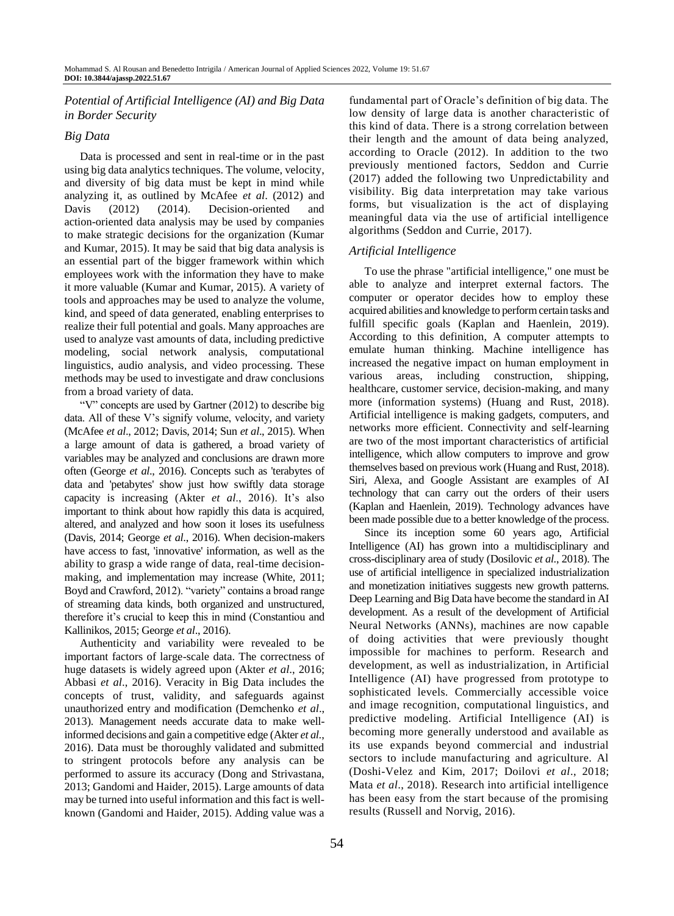## *Potential of Artificial Intelligence (AI) and Big Data in Border Security*

### *Big Data*

Data is processed and sent in real-time or in the past using big data analytics techniques. The volume, velocity, and diversity of big data must be kept in mind while analyzing it, as outlined by McAfee *et al*. (2012) and Davis (2012) (2014). Decision-oriented and action-oriented data analysis may be used by companies to make strategic decisions for the organization (Kumar and Kumar, 2015). It may be said that big data analysis is an essential part of the bigger framework within which employees work with the information they have to make it more valuable (Kumar and Kumar, 2015). A variety of tools and approaches may be used to analyze the volume, kind, and speed of data generated, enabling enterprises to realize their full potential and goals. Many approaches are used to analyze vast amounts of data, including predictive modeling, social network analysis, computational linguistics, audio analysis, and video processing. These methods may be used to investigate and draw conclusions from a broad variety of data.

"V" concepts are used by Gartner (2012) to describe big data. All of these V's signify volume, velocity, and variety (McAfee *et al*., 2012; Davis, 2014; Sun *et al*., 2015). When a large amount of data is gathered, a broad variety of variables may be analyzed and conclusions are drawn more often (George *et al*., 2016). Concepts such as 'terabytes of data and 'petabytes' show just how swiftly data storage capacity is increasing (Akter *et al*., 2016). It's also important to think about how rapidly this data is acquired, altered, and analyzed and how soon it loses its usefulness (Davis, 2014; George *et al*., 2016). When decision-makers have access to fast, 'innovative' information, as well as the ability to grasp a wide range of data, real-time decision-making, and implementation may increase (White, 2011; Boyd and Crawford, 2012). "variety" contains a broad range of streaming data kinds, both organized and unstructured, therefore it's crucial to keep this in mind (Constantiou and Kallinikos, 2015; George *et al*., 2016).

Authenticity and variability were revealed to be important factors of large-scale data. The correctness of huge datasets is widely agreed upon (Akter *et al*., 2016; Abbasi *et al*., 2016). Veracity in Big Data includes the concepts of trust, validity, and safeguards against unauthorized entry and modification (Demchenko *et al*., 2013). Management needs accurate data to make well-informed decisions and gain a competitive edge (Akter *et al*., 2016). Data must be thoroughly validated and submitted to stringent protocols before any analysis can be performed to assure its accuracy (Dong and Strivastana, 2013; Gandomi and Haider, 2015). Large amounts of data may be turned into useful information and this fact is well-known (Gandomi and Haider, 2015). Adding value was a fundamental part of Oracle's definition of big data. The low density of large data is another characteristic of this kind of data. There is a strong correlation between their length and the amount of data being analyzed, according to Oracle (2012). In addition to the two previously mentioned factors, Seddon and Currie (2017) added the following two Unpredictability and visibility. Big data interpretation may take various forms, but visualization is the act of displaying meaningful data via the use of artificial intelligence algorithms (Seddon and Currie, 2017).

### *Artificial Intelligence*

To use the phrase "artificial intelligence," one must be able to analyze and interpret external factors. The computer or operator decides how to employ these acquired abilities and knowledge to perform certain tasks and fulfill specific goals (Kaplan and Haenlein, 2019). According to this definition, A computer attempts to emulate human thinking. Machine intelligence has increased the negative impact on human employment in various areas, including construction, shipping, healthcare, customer service, decision-making, and many more (information systems) (Huang and Rust, 2018). Artificial intelligence is making gadgets, computers, and networks more efficient. Connectivity and self-learning are two of the most important characteristics of artificial intelligence, which allow computers to improve and grow themselves based on previous work (Huang and Rust, 2018). Siri, Alexa, and Google Assistant are examples of AI technology that can carry out the orders of their users (Kaplan and Haenlein, 2019). Technology advances have been made possible due to a better knowledge of the process.

Since its inception some 60 years ago, Artificial Intelligence (AI) has grown into a multidisciplinary and cross-disciplinary area of study (Dosilovic *et al*., 2018). The use of artificial intelligence in specialized industrialization and monetization initiatives suggests new growth patterns. Deep Learning and Big Data have become the standard in AI development. As a result of the development of Artificial Neural Networks (ANNs), machines are now capable of doing activities that were previously thought impossible for machines to perform. Research and development, as well as industrialization, in Artificial Intelligence (AI) have progressed from prototype to sophisticated levels. Commercially accessible voice and image recognition, computational linguistics, and predictive modeling. Artificial Intelligence (AI) is becoming more generally understood and available as its use expands beyond commercial and industrial sectors to include manufacturing and agriculture. Al (Doshi-Velez and Kim, 2017; Doilovi *et al*., 2018; Mata *et al*., 2018). Research into artificial intelligence has been easy from the start because of the promising results (Russell and Norvig, 2016).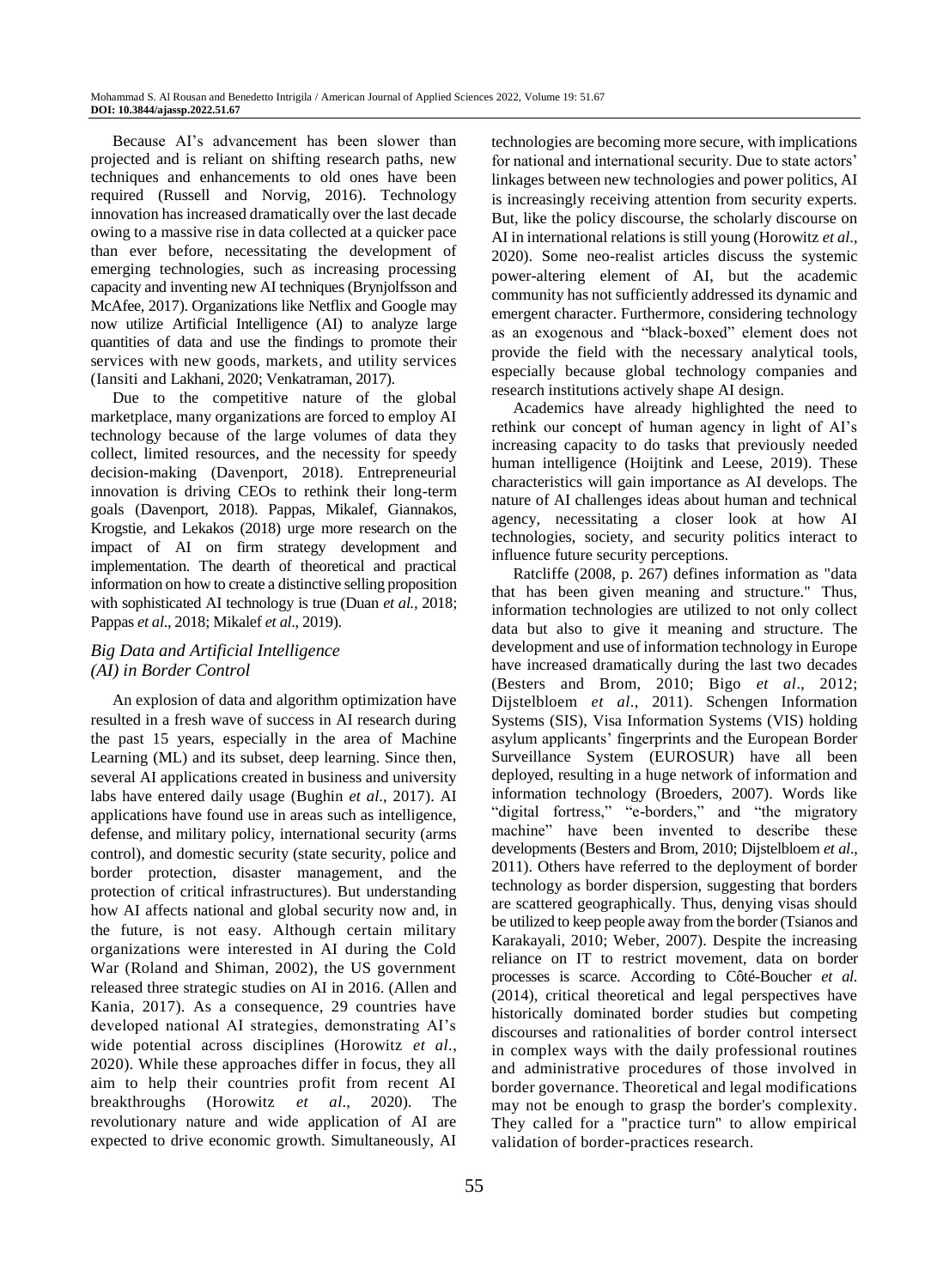Because AI's advancement has been slower than projected and is reliant on shifting research paths, new techniques and enhancements to old ones have been required (Russell and Norvig, 2016). Technology innovation has increased dramatically over the last decade owing to a massive rise in data collected at a quicker pace than ever before, necessitating the development of emerging technologies, such as increasing processing capacity and inventing new AI techniques (Brynjolfsson and McAfee, 2017). Organizations like Netflix and Google may now utilize Artificial Intelligence (AI) to analyze large quantities of data and use the findings to promote their services with new goods, markets, and utility services (Iansiti and Lakhani, 2020; Venkatraman, 2017).

Due to the competitive nature of the global marketplace, many organizations are forced to employ AI technology because of the large volumes of data they collect, limited resources, and the necessity for speedy decision-making (Davenport, 2018). Entrepreneurial innovation is driving CEOs to rethink their long-term goals (Davenport, 2018). Pappas, Mikalef, Giannakos, Krogstie, and Lekakos (2018) urge more research on the impact of AI on firm strategy development and implementation. The dearth of theoretical and practical information on how to create a distinctive selling proposition with sophisticated AI technology is true (Duan *et al.*, 2018; Pappas *et al*., 2018; Mikalef *et al*., 2019).

### *Big Data and Artificial Intelligence (AI) in Border Control*

An explosion of data and algorithm optimization have resulted in a fresh wave of success in AI research during the past 15 years, especially in the area of Machine Learning (ML) and its subset, deep learning. Since then, several AI applications created in business and university labs have entered daily usage (Bughin *et al*., 2017). AI applications have found use in areas such as intelligence, defense, and military policy, international security (arms control), and domestic security (state security, police and border protection, disaster management, and the protection of critical infrastructures). But understanding how AI affects national and global security now and, in the future, is not easy. Although certain military organizations were interested in AI during the Cold War (Roland and Shiman, 2002), the US government released three strategic studies on AI in 2016. (Allen and Kania, 2017). As a consequence, 29 countries have developed national AI strategies, demonstrating AI's wide potential across disciplines (Horowitz *et al*., 2020). While these approaches differ in focus, they all aim to help their countries profit from recent AI breakthroughs (Horowitz *et al*., 2020). The revolutionary nature and wide application of AI are expected to drive economic growth. Simultaneously, AI technologies are becoming more secure, with implications for national and international security. Due to state actors' linkages between new technologies and power politics, AI is increasingly receiving attention from security experts. But, like the policy discourse, the scholarly discourse on AI in international relations is still young (Horowitz *et al*., 2020). Some neo-realist articles discuss the systemic power-altering element of AI, but the academic community has not sufficiently addressed its dynamic and emergent character. Furthermore, considering technology as an exogenous and "black-boxed" element does not provide the field with the necessary analytical tools, especially because global technology companies and research institutions actively shape AI design.

Academics have already highlighted the need to rethink our concept of human agency in light of AI's increasing capacity to do tasks that previously needed human intelligence (Hoijtink and Leese, 2019). These characteristics will gain importance as AI develops. The nature of AI challenges ideas about human and technical agency, necessitating a closer look at how AI technologies, society, and security politics interact to influence future security perceptions.

Ratcliffe (2008, p. 267) defines information as "data that has been given meaning and structure." Thus, information technologies are utilized to not only collect data but also to give it meaning and structure. The development and use of information technology in Europe have increased dramatically during the last two decades (Besters and Brom, 2010; Bigo *et al*., 2012; Dijstelbloem *et al*., 2011). Schengen Information Systems (SIS), Visa Information Systems (VIS) holding asylum applicants' fingerprints and the European Border Surveillance System (EUROSUR) have all been deployed, resulting in a huge network of information and information technology (Broeders, 2007). Words like "digital fortress," "e-borders," and "the migratory machine" have been invented to describe these developments (Besters and Brom, 2010; Dijstelbloem *et al*., 2011). Others have referred to the deployment of border technology as border dispersion, suggesting that borders are scattered geographically. Thus, denying visas should be utilized to keep people away from the border (Tsianos and Karakayali, 2010; Weber, 2007). Despite the increasing reliance on IT to restrict movement, data on border processes is scarce. According to Côté-Boucher *et al.* (2014), critical theoretical and legal perspectives have historically dominated border studies but competing discourses and rationalities of border control intersect in complex ways with the daily professional routines and administrative procedures of those involved in border governance. Theoretical and legal modifications may not be enough to grasp the border's complexity. They called for a "practice turn" to allow empirical validation of border-practices research.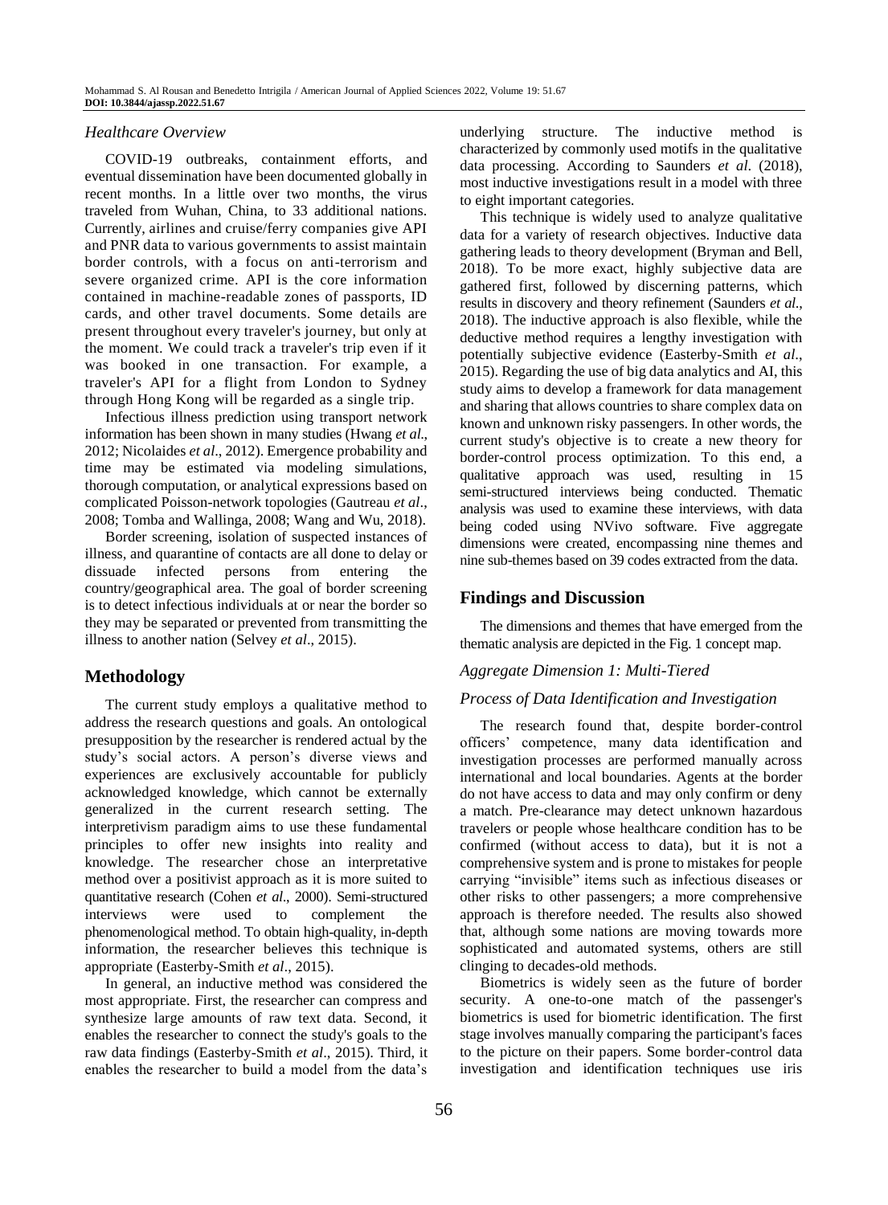### *Healthcare Overview*

COVID-19 outbreaks, containment efforts, and eventual dissemination have been documented globally in recent months. In a little over two months, the virus traveled from Wuhan, China, to 33 additional nations. Currently, airlines and cruise/ferry companies give API and PNR data to various governments to assist maintain border controls, with a focus on anti-terrorism and severe organized crime. API is the core information contained in machine-readable zones of passports, ID cards, and other travel documents. Some details are present throughout every traveler's journey, but only at the moment. We could track a traveler's trip even if it was booked in one transaction. For example, a traveler's API for a flight from London to Sydney through Hong Kong will be regarded as a single trip.

Infectious illness prediction using transport network information has been shown in many studies (Hwang *et al*., 2012; Nicolaides *et al*., 2012). Emergence probability and time may be estimated via modeling simulations, thorough computation, or analytical expressions based on complicated Poisson-network topologies (Gautreau *et al*., 2008; Tomba and Wallinga, 2008; Wang and Wu, 2018).

Border screening, isolation of suspected instances of illness, and quarantine of contacts are all done to delay or dissuade infected persons from entering the country/geographical area. The goal of border screening is to detect infectious individuals at or near the border so they may be separated or prevented from transmitting the illness to another nation (Selvey *et al*., 2015).

## Methodology

The current study employs a qualitative method to address the research questions and goals. An ontological presupposition by the researcher is rendered actual by the study's social actors. A person's diverse views and experiences are exclusively accountable for publicly acknowledged knowledge, which cannot be externally generalized in the current research setting. The interpretivism paradigm aims to use these fundamental principles to offer new insights into reality and knowledge. The researcher chose an interpretative method over a positivist approach as it is more suited to quantitative research (Cohen *et al*., 2000). Semi-structured interviews were used to complement the phenomenological method. To obtain high-quality, in-depth information, the researcher believes this technique is appropriate (Easterby-Smith *et al*., 2015).

In general, an inductive method was considered the most appropriate. First, the researcher can compress and synthesize large amounts of raw text data. Second, it enables the researcher to connect the study's goals to the raw data findings (Easterby-Smith *et al*., 2015). Third, it enables the researcher to build a model from the data's underlying structure. The inductive method is characterized by commonly used motifs in the qualitative data processing. According to Saunders *et al*. (2018), most inductive investigations result in a model with three to eight important categories.

This technique is widely used to analyze qualitative data for a variety of research objectives. Inductive data gathering leads to theory development (Bryman and Bell, 2018). To be more exact, highly subjective data are gathered first, followed by discerning patterns, which results in discovery and theory refinement (Saunders *et al*., 2018). The inductive approach is also flexible, while the deductive method requires a lengthy investigation with potentially subjective evidence (Easterby-Smith *et al*., 2015). Regarding the use of big data analytics and AI, this study aims to develop a framework for data management and sharing that allows countries to share complex data on known and unknown risky passengers. In other words, the current study's objective is to create a new theory for border-control process optimization. To this end, a qualitative approach was used, resulting in 15 semi-structured interviews being conducted. Thematic analysis was used to examine these interviews, with data being coded using NVivo software. Five aggregate dimensions were created, encompassing nine themes and nine sub-themes based on 39 codes extracted from the data.

## Findings and Discussion

The dimensions and themes that have emerged from the thematic analysis are depicted in the Fig. 1 concept map.

### *Aggregate Dimension 1: Multi-Tiered Process of Data Identification and Investigation*

The research found that, despite border-control officers' competence, many data identification and investigation processes are performed manually across international and local boundaries. Agents at the border do not have access to data and may only confirm or deny a match. Pre-clearance may detect unknown hazardous travelers or people whose healthcare condition has to be confirmed (without access to data), but it is not a comprehensive system and is prone to mistakes for people carrying "invisible" items such as infectious diseases or other risks to other passengers; a more comprehensive approach is therefore needed. The results also showed that, although some nations are moving towards more sophisticated and automated systems, others are still clinging to decades-old methods.

Biometrics is widely seen as the future of border security. A one-to-one match of the passenger's biometrics is used for biometric identification. The first stage involves manually comparing the participant's faces to the picture on their papers. Some border-control data investigation and identification techniques use iris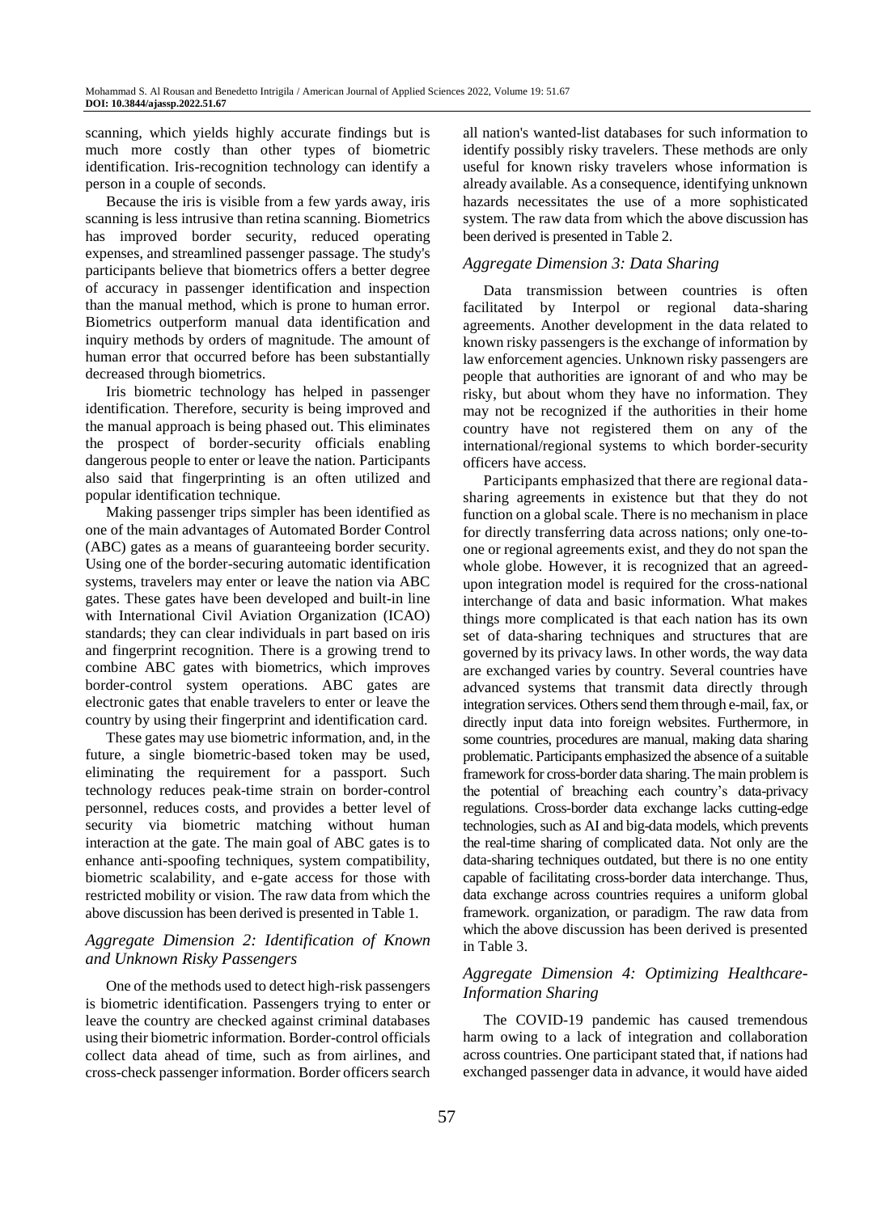scanning, which yields highly accurate findings but is much more costly than other types of biometric identification. Iris-recognition technology can identify a person in a couple of seconds.

Because the iris is visible from a few yards away, iris scanning is less intrusive than retina scanning. Biometrics has improved border security, reduced operating expenses, and streamlined passenger passage. The study's participants believe that biometrics offers a better degree of accuracy in passenger identification and inspection than the manual method, which is prone to human error. Biometrics outperform manual data identification and inquiry methods by orders of magnitude. The amount of human error that occurred before has been substantially decreased through biometrics.

Iris biometric technology has helped in passenger identification. Therefore, security is being improved and the manual approach is being phased out. This eliminates the prospect of border-security officials enabling dangerous people to enter or leave the nation. Participants also said that fingerprinting is an often utilized and popular identification technique.

Making passenger trips simpler has been identified as one of the main advantages of Automated Border Control (ABC) gates as a means of guaranteeing border security. Using one of the border-securing automatic identification systems, travelers may enter or leave the nation via ABC gates. These gates have been developed and built-in line with International Civil Aviation Organization (ICAO) standards; they can clear individuals in part based on iris and fingerprint recognition. There is a growing trend to combine ABC gates with biometrics, which improves border-control system operations. ABC gates are electronic gates that enable travelers to enter or leave the country by using their fingerprint and identification card.

These gates may use biometric information, and, in the future, a single biometric-based token may be used, eliminating the requirement for a passport. Such technology reduces peak-time strain on border-control personnel, reduces costs, and provides a better level of security via biometric matching without human interaction at the gate. The main goal of ABC gates is to enhance anti-spoofing techniques, system compatibility, biometric scalability, and e-gate access for those with restricted mobility or vision. The raw data from which the above discussion has been derived is presented in Table 1.

### *Aggregate Dimension 2: Identification of Known and Unknown Risky Passengers*

One of the methods used to detect high-risk passengers is biometric identification. Passengers trying to enter or leave the country are checked against criminal databases using their biometric information. Border-control officials collect data ahead of time, such as from airlines, and cross-check passenger information. Border officers search all nation's wanted-list databases for such information to identify possibly risky travelers. These methods are only useful for known risky travelers whose information is already available. As a consequence, identifying unknown hazards necessitates the use of a more sophisticated system. The raw data from which the above discussion has been derived is presented in Table 2.

### *Aggregate Dimension 3: Data Sharing*

Data transmission between countries is often facilitated by Interpol or regional data-sharing agreements. Another development in the data related to known risky passengers is the exchange of information by law enforcement agencies. Unknown risky passengers are people that authorities are ignorant of and who may be risky, but about whom they have no information. They may not be recognized if the authorities in their home country have not registered them on any of the international/regional systems to which border-security officers have access.

Participants emphasized that there are regional data-sharing agreements in existence but that they do not function on a global scale. There is no mechanism in place for directly transferring data across nations; only one-to-one or regional agreements exist, and they do not span the whole globe. However, it is recognized that an agreed-upon integration model is required for the cross-national interchange of data and basic information. What makes things more complicated is that each nation has its own set of data-sharing techniques and structures that are governed by its privacy laws. In other words, the way data are exchanged varies by country. Several countries have advanced systems that transmit data directly through integration services. Others send them through e-mail, fax, or directly input data into foreign websites. Furthermore, in some countries, procedures are manual, making data sharing problematic. Participants emphasized the absence of a suitable framework for cross-border data sharing. The main problem is the potential of breaching each country's data-privacy regulations. Cross-border data exchange lacks cutting-edge technologies, such as AI and big-data models, which prevents the real-time sharing of complicated data. Not only are the data-sharing techniques outdated, but there is no one entity capable of facilitating cross-border data interchange. Thus, data exchange across countries requires a uniform global framework. organization, or paradigm. The raw data from which the above discussion has been derived is presented in Table 3.

### *Aggregate Dimension 4: Optimizing Healthcare-Information Sharing*

The COVID-19 pandemic has caused tremendous harm owing to a lack of integration and collaboration across countries. One participant stated that, if nations had exchanged passenger data in advance, it would have aided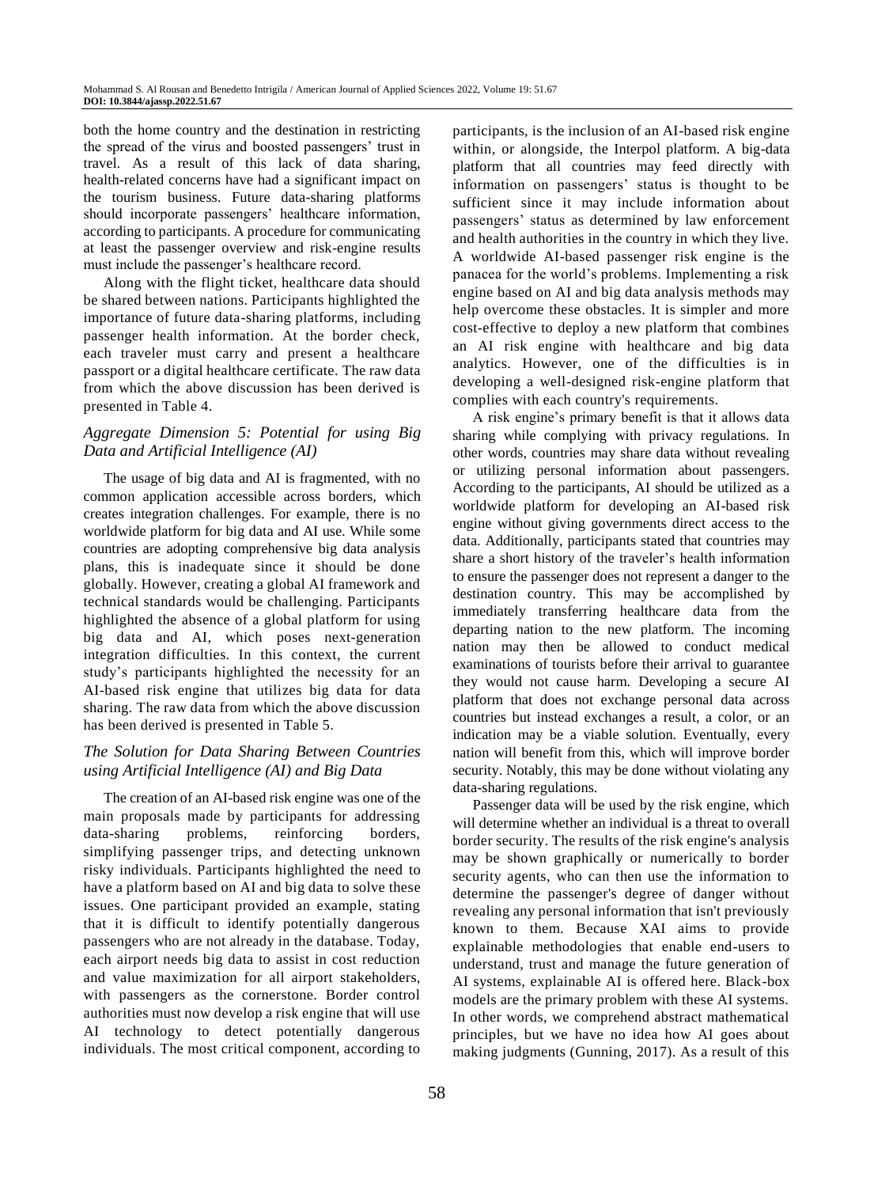both the home country and the destination in restricting the spread of the virus and boosted passengers' trust in travel. As a result of this lack of data sharing, health-related concerns have had a significant impact on the tourism business. Future data-sharing platforms should incorporate passengers' healthcare information, according to participants. A procedure for communicating at least the passenger overview and risk-engine results must include the passenger's healthcare record.

Along with the flight ticket, healthcare data should be shared between nations. Participants highlighted the importance of future data-sharing platforms, including passenger health information. At the border check, each traveler must carry and present a healthcare passport or a digital healthcare certificate. The raw data from which the above discussion has been derived is presented in Table 4.

### *Aggregate Dimension 5: Potential for using Big Data and Artificial Intelligence (AI)*

The usage of big data and AI is fragmented, with no common application accessible across borders, which creates integration challenges. For example, there is no worldwide platform for big data and AI use. While some countries are adopting comprehensive big data analysis plans, this is inadequate since it should be done globally. However, creating a global AI framework and technical standards would be challenging. Participants highlighted the absence of a global platform for using big data and AI, which poses next-generation integration difficulties. In this context, the current study's participants highlighted the necessity for an AI-based risk engine that utilizes big data for data sharing. The raw data from which the above discussion has been derived is presented in Table 5.

### *The Solution for Data Sharing Between Countries using Artificial Intelligence (AI) and Big Data*

The creation of an AI-based risk engine was one of the main proposals made by participants for addressing data-sharing problems, reinforcing borders, simplifying passenger trips, and detecting unknown risky individuals. Participants highlighted the need to have a platform based on AI and big data to solve these issues. One participant provided an example, stating that it is difficult to identify potentially dangerous passengers who are not already in the database. Today, each airport needs big data to assist in cost reduction and value maximization for all airport stakeholders, with passengers as the cornerstone. Border control authorities must now develop a risk engine that will use AI technology to detect potentially dangerous individuals. The most critical component, according to participants, is the inclusion of an AI-based risk engine within, or alongside, the Interpol platform. A big-data platform that all countries may feed directly with information on passengers' status is thought to be sufficient since it may include information about passengers' status as determined by law enforcement and health authorities in the country in which they live. A worldwide AI-based passenger risk engine is the panacea for the world's problems. Implementing a risk engine based on AI and big data analysis methods may help overcome these obstacles. It is simpler and more cost-effective to deploy a new platform that combines an AI risk engine with healthcare and big data analytics. However, one of the difficulties is in developing a well-designed risk-engine platform that complies with each country's requirements.

A risk engine's primary benefit is that it allows data sharing while complying with privacy regulations. In other words, countries may share data without revealing or utilizing personal information about passengers. According to the participants, AI should be utilized as a worldwide platform for developing an AI-based risk engine without giving governments direct access to the data. Additionally, participants stated that countries may share a short history of the traveler's health information to ensure the passenger does not represent a danger to the destination country. This may be accomplished by immediately transferring healthcare data from the departing nation to the new platform. The incoming nation may then be allowed to conduct medical examinations of tourists before their arrival to guarantee they would not cause harm. Developing a secure AI platform that does not exchange personal data across countries but instead exchanges a result, a color, or an indication may be a viable solution. Eventually, every nation will benefit from this, which will improve border security. Notably, this may be done without violating any data-sharing regulations.

Passenger data will be used by the risk engine, which will determine whether an individual is a threat to overall border security. The results of the risk engine's analysis may be shown graphically or numerically to border security agents, who can then use the information to determine the passenger's degree of danger without revealing any personal information that isn't previously known to them. Because XAI aims to provide explainable methodologies that enable end-users to understand, trust and manage the future generation of AI systems, explainable AI is offered here. Black-box models are the primary problem with these AI systems. In other words, we comprehend abstract mathematical principles, but we have no idea how AI goes about making judgments (Gunning, 2017). As a result of this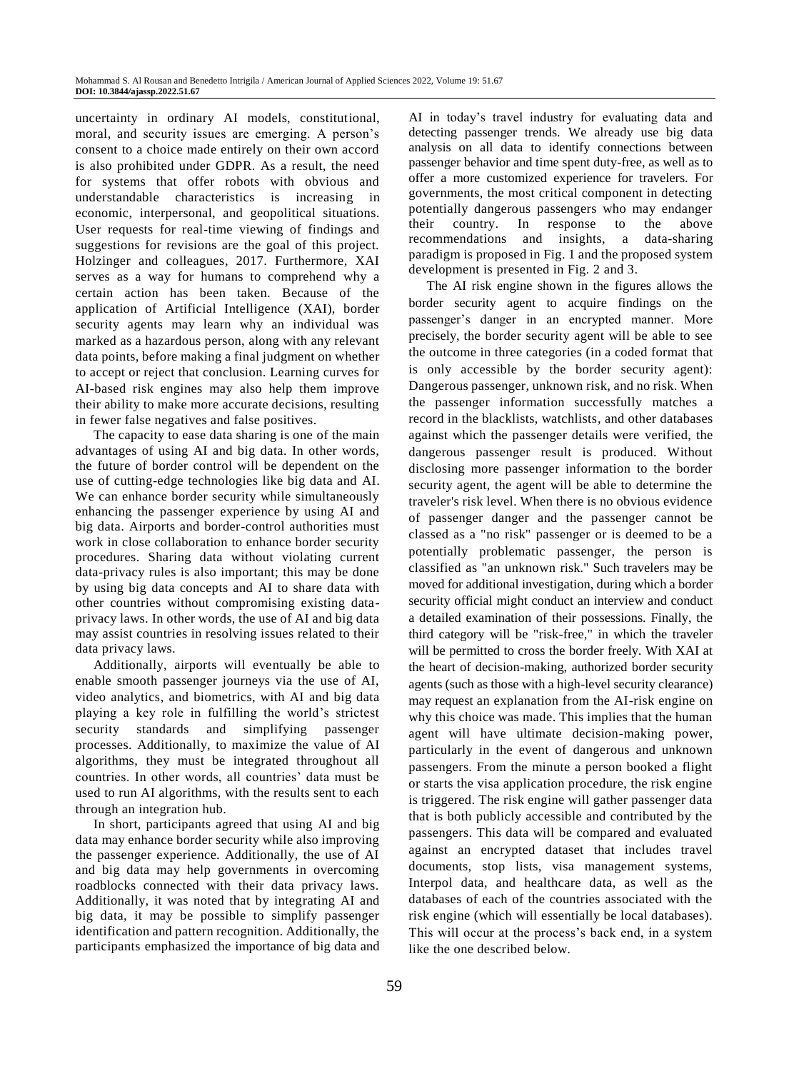uncertainty in ordinary AI models, constitutional, moral, and security issues are emerging. A person's consent to a choice made entirely on their own accord is also prohibited under GDPR. As a result, the need for systems that offer robots with obvious and understandable characteristics is increasing in economic, interpersonal, and geopolitical situations. User requests for real-time viewing of findings and suggestions for revisions are the goal of this project. Holzinger and colleagues, 2017. Furthermore, XAI serves as a way for humans to comprehend why a certain action has been taken. Because of the application of Artificial Intelligence (XAI), border security agents may learn why an individual was marked as a hazardous person, along with any relevant data points, before making a final judgment on whether to accept or reject that conclusion. Learning curves for AI-based risk engines may also help them improve their ability to make more accurate decisions, resulting in fewer false negatives and false positives.

The capacity to ease data sharing is one of the main advantages of using AI and big data. In other words, the future of border control will be dependent on the use of cutting-edge technologies like big data and AI. We can enhance border security while simultaneously enhancing the passenger experience by using AI and big data. Airports and border-control authorities must work in close collaboration to enhance border security procedures. Sharing data without violating current data-privacy rules is also important; this may be done by using big data concepts and AI to share data with other countries without compromising existing data-privacy laws. In other words, the use of AI and big data may assist countries in resolving issues related to their data privacy laws.

Additionally, airports will eventually be able to enable smooth passenger journeys via the use of AI, video analytics, and biometrics, with AI and big data playing a key role in fulfilling the world's strictest security standards and simplifying passenger processes. Additionally, to maximize the value of AI algorithms, they must be integrated throughout all countries. In other words, all countries' data must be used to run AI algorithms, with the results sent to each through an integration hub.

In short, participants agreed that using AI and big data may enhance border security while also improving the passenger experience. Additionally, the use of AI and big data may help governments in overcoming roadblocks connected with their data privacy laws. Additionally, it was noted that by integrating AI and big data, it may be possible to simplify passenger identification and pattern recognition. Additionally, the participants emphasized the importance of big data and AI in today's travel industry for evaluating data and detecting passenger trends. We already use big data analysis on all data to identify connections between passenger behavior and time spent duty-free, as well as to offer a more customized experience for travelers. For governments, the most critical component in detecting potentially dangerous passengers who may endanger their country. In response to the above recommendations and insights, a data-sharing paradigm is proposed in Fig. 1 and the proposed system development is presented in Fig. 2 and 3.

The AI risk engine shown in the figures allows the border security agent to acquire findings on the passenger's danger in an encrypted manner. More precisely, the border security agent will be able to see the outcome in three categories (in a coded format that is only accessible by the border security agent): Dangerous passenger, unknown risk, and no risk. When the passenger information successfully matches a record in the blacklists, watchlists, and other databases against which the passenger details were verified, the dangerous passenger result is produced. Without disclosing more passenger information to the border security agent, the agent will be able to determine the traveler's risk level. When there is no obvious evidence of passenger danger and the passenger cannot be classed as a "no risk" passenger or is deemed to be a potentially problematic passenger, the person is classified as "an unknown risk." Such travelers may be moved for additional investigation, during which a border security official might conduct an interview and conduct a detailed examination of their possessions. Finally, the third category will be "risk-free," in which the traveler will be permitted to cross the border freely. With XAI at the heart of decision-making, authorized border security agents (such as those with a high-level security clearance) may request an explanation from the AI-risk engine on why this choice was made. This implies that the human agent will have ultimate decision-making power, particularly in the event of dangerous and unknown passengers. From the minute a person booked a flight or starts the visa application procedure, the risk engine is triggered. The risk engine will gather passenger data that is both publicly accessible and contributed by the passengers. This data will be compared and evaluated against an encrypted dataset that includes travel documents, stop lists, visa management systems, Interpol data, and healthcare data, as well as the databases of each of the countries associated with the risk engine (which will essentially be local databases). This will occur at the process's back end, in a system like the one described below.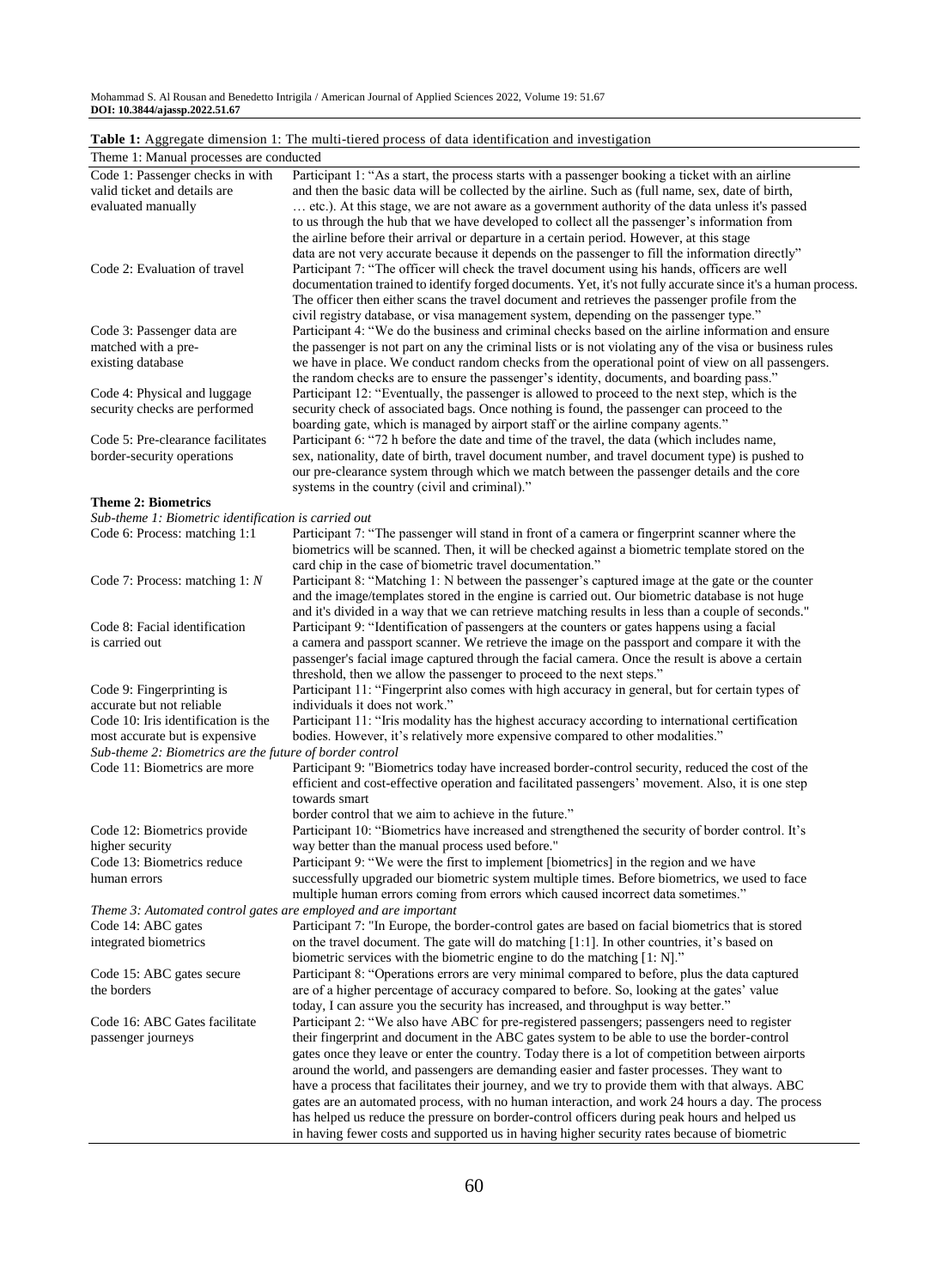**Table 1:** Aggregate dimension 1: The multi-tiered process of data identification and investigation

| Theme 1: Manual processes are conducted | |
|---|---|
| Code 1: Passenger checks in with valid ticket and details are evaluated manually | Participant 1: "As a start, the process starts with a passenger booking a ticket with an airline and then the basic data will be collected by the airline. Such as (full name, sex, date of birth, … etc.). At this stage, we are not aware as a government authority of the data unless it's passed to us through the hub that we have developed to collect all the passenger's information from the airline before their arrival or departure in a certain period. However, at this stage data are not very accurate because it depends on the passenger to fill the information directly" |
| Code 2: Evaluation of travel | Participant 7: "The officer will check the travel document using his hands, officers are well documentation trained to identify forged documents. Yet, it's not fully accurate since it's a human process. The officer then either scans the travel document and retrieves the passenger profile from the civil registry database, or visa management system, depending on the passenger type." |
| Code 3: Passenger data are matched with a pre-existing database | Participant 4: "We do the business and criminal checks based on the airline information and ensure the passenger is not part on any the criminal lists or is not violating any of the visa or business rules we have in place. We conduct random checks from the operational point of view on all passengers. the random checks are to ensure the passenger's identity, documents, and boarding pass." |
| Code 4: Physical and luggage security checks are performed | Participant 12: "Eventually, the passenger is allowed to proceed to the next step, which is the security check of associated bags. Once nothing is found, the passenger can proceed to the boarding gate, which is managed by airport staff or the airline company agents." |
| Code 5: Pre-clearance facilitates border-security operations | Participant 6: "72 h before the date and time of the travel, the data (which includes name, sex, nationality, date of birth, travel document number, and travel document type) is pushed to our pre-clearance system through which we match between the passenger details and the core systems in the country (civil and criminal)." |
| **Theme 2: Biometrics** | |
| *Sub-theme 1: Biometric identification is carried out* | |
| Code 6: Process: matching 1:1 | Participant 7: "The passenger will stand in front of a camera or fingerprint scanner where the biometrics will be scanned. Then, it will be checked against a biometric template stored on the card chip in the case of biometric travel documentation." |
| Code 7: Process: matching 1: *N* | Participant 8: "Matching 1: N between the passenger's captured image at the gate or the counter and the image/templates stored in the engine is carried out. Our biometric database is not huge and it's divided in a way that we can retrieve matching results in less than a couple of seconds." |
| Code 8: Facial identification is carried out | Participant 9: "Identification of passengers at the counters or gates happens using a facial a camera and passport scanner. We retrieve the image on the passport and compare it with the passenger's facial image captured through the facial camera. Once the result is above a certain threshold, then we allow the passenger to proceed to the next steps." |
| Code 9: Fingerprinting is accurate but not reliable | Participant 11: "Fingerprint also comes with high accuracy in general, but for certain types of individuals it does not work." |
| Code 10: Iris identification is the most accurate but is expensive | Participant 11: "Iris modality has the highest accuracy according to international certification bodies. However, it's relatively more expensive compared to other modalities." |
| *Sub-theme 2: Biometrics are the future of border control* | |
| Code 11: Biometrics are more | Participant 9: "Biometrics today have increased border-control security, reduced the cost of the efficient and cost-effective operation and facilitated passengers' movement. Also, it is one step towards smart border control that we aim to achieve in the future." |
| Code 12: Biometrics provide higher security | Participant 10: "Biometrics have increased and strengthened the security of border control. It's way better than the manual process used before." |
| Code 13: Biometrics reduce human errors | Participant 9: "We were the first to implement [biometrics] in the region and we have successfully upgraded our biometric system multiple times. Before biometrics, we used to face multiple human errors coming from errors which caused incorrect data sometimes." |
| *Theme 3: Automated control gates are employed and are important* | |
| Code 14: ABC gates integrated biometrics | Participant 7: "In Europe, the border-control gates are based on facial biometrics that is stored on the travel document. The gate will do matching [1:1]. In other countries, it's based on biometric services with the biometric engine to do the matching [1: N]." |
| Code 15: ABC gates secure the borders | Participant 8: "Operations errors are very minimal compared to before, plus the data captured are of a higher percentage of accuracy compared to before. So, looking at the gates' value today, I can assure you the security has increased, and throughput is way better." |
| Code 16: ABC Gates facilitate passenger journeys | Participant 2: "We also have ABC for pre-registered passengers; passengers need to register their fingerprint and document in the ABC gates system to be able to use the border-control gates once they leave or enter the country. Today there is a lot of competition between airports around the world, and passengers are demanding easier and faster processes. They want to have a process that facilitates their journey, and we try to provide them with that always. ABC gates are an automated process, with no human interaction, and work 24 hours a day. The process has helped us reduce the pressure on border-control officers during peak hours and helped us in having fewer costs and supported us in having higher security rates because of biometric |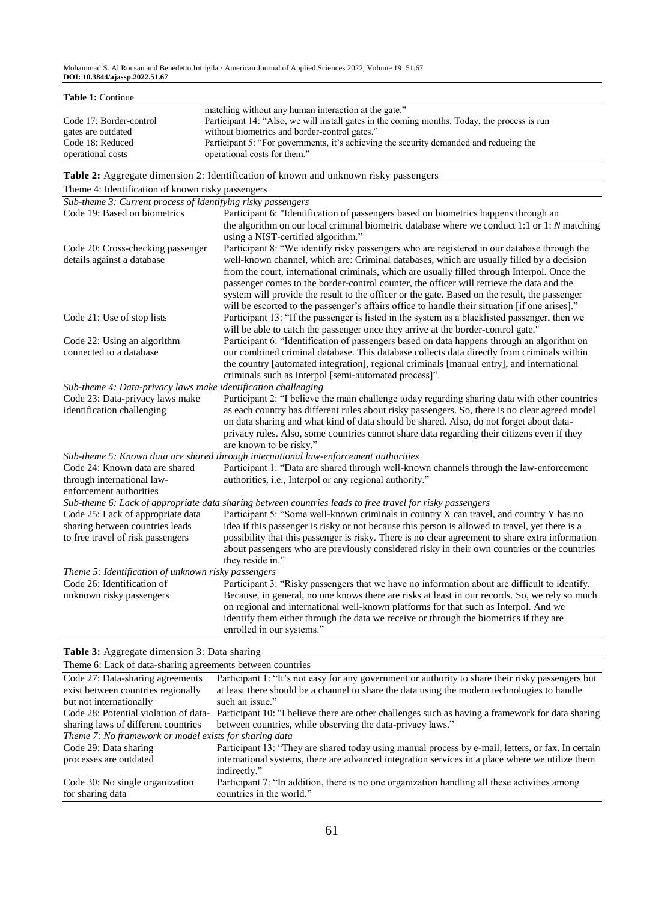**Table 1:** Continue

| | |
|---|---|
| | matching without any human interaction at the gate." |
| Code 17: Border-control gates are outdated | Participant 14: "Also, we will install gates in the coming months. Today, the process is run without biometrics and border-control gates." |
| Code 18: Reduced operational costs | Participant 5: "For governments, it's achieving the security demanded and reducing the operational costs for them." |

**Table 2:** Aggregate dimension 2: Identification of known and unknown risky passengers

| Theme 4: Identification of known risky passengers | |
|---|---|
| *Sub-theme 3: Current process of identifying risky passengers* | |
| Code 19: Based on biometrics | Participant 6: "Identification of passengers based on biometrics happens through an the algorithm on our local criminal biometric database where we conduct 1:1 or 1: *N* matching using a NIST-certified algorithm." |
| Code 20: Cross-checking passenger details against a database | Participant 8: "We identify risky passengers who are registered in our database through the well-known channel, which are: Criminal databases, which are usually filled by a decision from the court, international criminals, which are usually filled through Interpol. Once the passenger comes to the border-control counter, the officer will retrieve the data and the system will provide the result to the officer or the gate. Based on the result, the passenger will be escorted to the passenger's affairs office to handle their situation [if one arises]." |
| Code 21: Use of stop lists | Participant 13: "If the passenger is listed in the system as a blacklisted passenger, then we will be able to catch the passenger once they arrive at the border-control gate." |
| Code 22: Using an algorithm connected to a database | Participant 6: "Identification of passengers based on data happens through an algorithm on our combined criminal database. This database collects data directly from criminals within the country [automated integration], regional criminals [manual entry], and international criminals such as Interpol [semi-automated process]". |
| *Sub-theme 4: Data-privacy laws make identification challenging* | |
| Code 23: Data-privacy laws make identification challenging | Participant 2: "I believe the main challenge today regarding sharing data with other countries as each country has different rules about risky passengers. So, there is no clear agreed model on data sharing and what kind of data should be shared. Also, do not forget about data-privacy rules. Also, some countries cannot share data regarding their citizens even if they are known to be risky." |
| *Sub-theme 5: Known data are shared through international law-enforcement authorities* | |
| Code 24: Known data are shared through international law-enforcement authorities | Participant 1: "Data are shared through well-known channels through the law-enforcement authorities, i.e., Interpol or any regional authority." |
| *Sub-theme 6: Lack of appropriate data sharing between countries leads to free travel for risky passengers* | |
| Code 25: Lack of appropriate data sharing between countries leads to free travel of risk passengers | Participant 5: "Some well-known criminals in country X can travel, and country Y has no idea if this passenger is risky or not because this person is allowed to travel, yet there is a possibility that this passenger is risky. There is no clear agreement to share extra information about passengers who are previously considered risky in their own countries or the countries they reside in." |
| *Theme 5: Identification of unknown risky passengers* | |
| Code 26: Identification of unknown risky passengers | Participant 3: "Risky passengers that we have no information about are difficult to identify. Because, in general, no one knows there are risks at least in our records. So, we rely so much on regional and international well-known platforms for that such as Interpol. And we identify them either through the data we receive or through the biometrics if they are enrolled in our systems." |

**Table 3:** Aggregate dimension 3: Data sharing

| Theme 6: Lack of data-sharing agreements between countries | |
|---|---|
| Code 27: Data-sharing agreements exist between countries regionally but not internationally | Participant 1: "It's not easy for any government or authority to share their risky passengers but at least there should be a channel to share the data using the modern technologies to handle such an issue." |
| Code 28: Potential violation of data-sharing laws of different countries | Participant 10: "I believe there are other challenges such as having a framework for data sharing between countries, while observing the data-privacy laws." |
| *Theme 7: No framework or model exists for sharing data* | |
| Code 29: Data sharing processes are outdated | Participant 13: "They are shared today using manual process by e-mail, letters, or fax. In certain international systems, there are advanced integration services in a place where we utilize them indirectly." |
| Code 30: No single organization for sharing data | Participant 7: "In addition, there is no one organization handling all these activities among countries in the world." |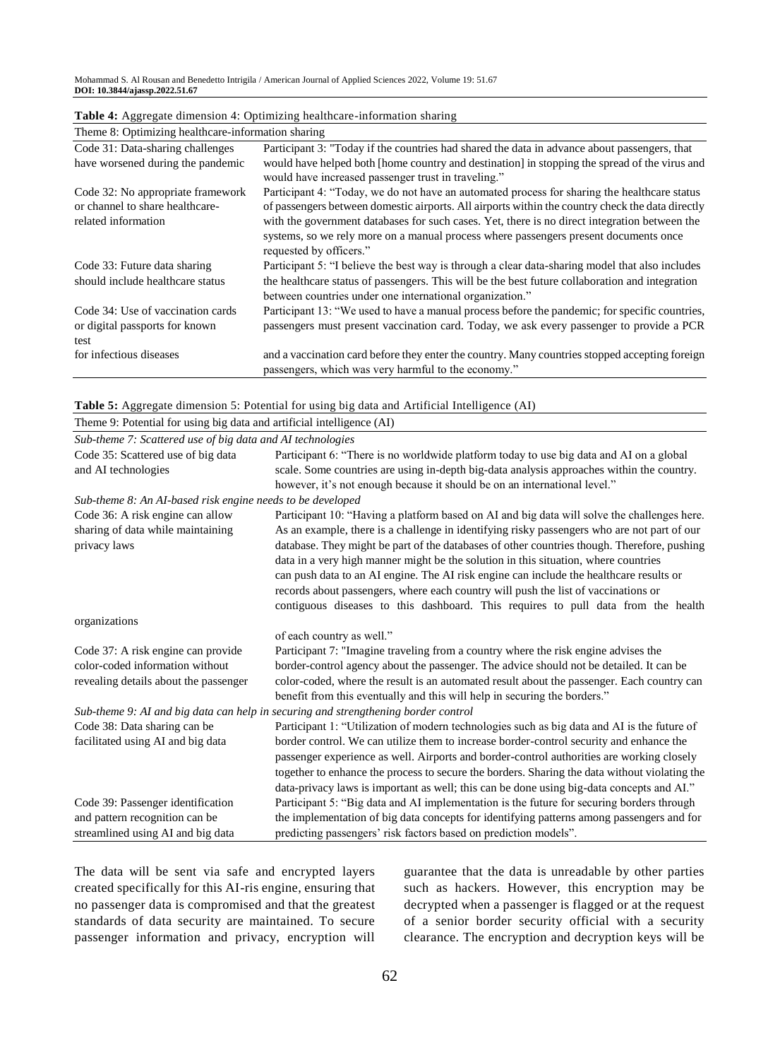**Table 4:** Aggregate dimension 4: Optimizing healthcare-information sharing

| Theme 8: Optimizing healthcare-information sharing | |
|---|---|
| Code 31: Data-sharing challenges have worsened during the pandemic | Participant 3: "Today if the countries had shared the data in advance about passengers, that would have helped both [home country and destination] in stopping the spread of the virus and would have increased passenger trust in traveling." |
| Code 32: No appropriate framework or channel to share healthcare-related information | Participant 4: "Today, we do not have an automated process for sharing the healthcare status of passengers between domestic airports. All airports within the country check the data directly with the government databases for such cases. Yet, there is no direct integration between the systems, so we rely more on a manual process where passengers present documents once requested by officers." |
| Code 33: Future data sharing should include healthcare status | Participant 5: "I believe the best way is through a clear data-sharing model that also includes the healthcare status of passengers. This will be the best future collaboration and integration between countries under one international organization." |
| Code 34: Use of vaccination cards or digital passports for known test for infectious diseases | Participant 13: "We used to have a manual process before the pandemic; for specific countries, passengers must present vaccination card. Today, we ask every passenger to provide a PCR and a vaccination card before they enter the country. Many countries stopped accepting foreign passengers, which was very harmful to the economy." |

**Table 5:** Aggregate dimension 5: Potential for using big data and Artificial Intelligence (AI)

| Theme 9: Potential for using big data and artificial intelligence (AI) | |
|---|---|
| *Sub-theme 7: Scattered use of big data and AI technologies* | |
| Code 35: Scattered use of big data and AI technologies | Participant 6: "There is no worldwide platform today to use big data and AI on a global scale. Some countries are using in-depth big-data analysis approaches within the country. however, it's not enough because it should be on an international level." |
| *Sub-theme 8: An AI-based risk engine needs to be developed* | |
| Code 36: A risk engine can allow sharing of data while maintaining privacy laws | Participant 10: "Having a platform based on AI and big data will solve the challenges here. As an example, there is a challenge in identifying risky passengers who are not part of our database. They might be part of the databases of other countries though. Therefore, pushing data in a very high manner might be the solution in this situation, where countries can push data to an AI engine. The AI risk engine can include the healthcare results or records about passengers, where each country will push the list of vaccinations or contiguous diseases to this dashboard. This requires to pull data from the health organizations of each country as well." |
| Code 37: A risk engine can provide color-coded information without revealing details about the passenger | Participant 7: "Imagine traveling from a country where the risk engine advises the border-control agency about the passenger. The advice should not be detailed. It can be color-coded, where the result is an automated result about the passenger. Each country can benefit from this eventually and this will help in securing the borders." |
| *Sub-theme 9: AI and big data can help in securing and strengthening border control* | |
| Code 38: Data sharing can be facilitated using AI and big data | Participant 1: "Utilization of modern technologies such as big data and AI is the future of border control. We can utilize them to increase border-control security and enhance the passenger experience as well. Airports and border-control authorities are working closely together to enhance the process to secure the borders. Sharing the data without violating the data-privacy laws is important as well; this can be done using big-data concepts and AI." |
| Code 39: Passenger identification and pattern recognition can be streamlined using AI and big data | Participant 5: "Big data and AI implementation is the future for securing borders through the implementation of big data concepts for identifying patterns among passengers and for predicting passengers' risk factors based on prediction models". |

The data will be sent via safe and encrypted layers created specifically for this AI-ris engine, ensuring that no passenger data is compromised and that the greatest standards of data security are maintained. To secure passenger information and privacy, encryption will guarantee that the data is unreadable by other parties such as hackers. However, this encryption may be decrypted when a passenger is flagged or at the request of a senior border security official with a security clearance. The encryption and decryption keys will be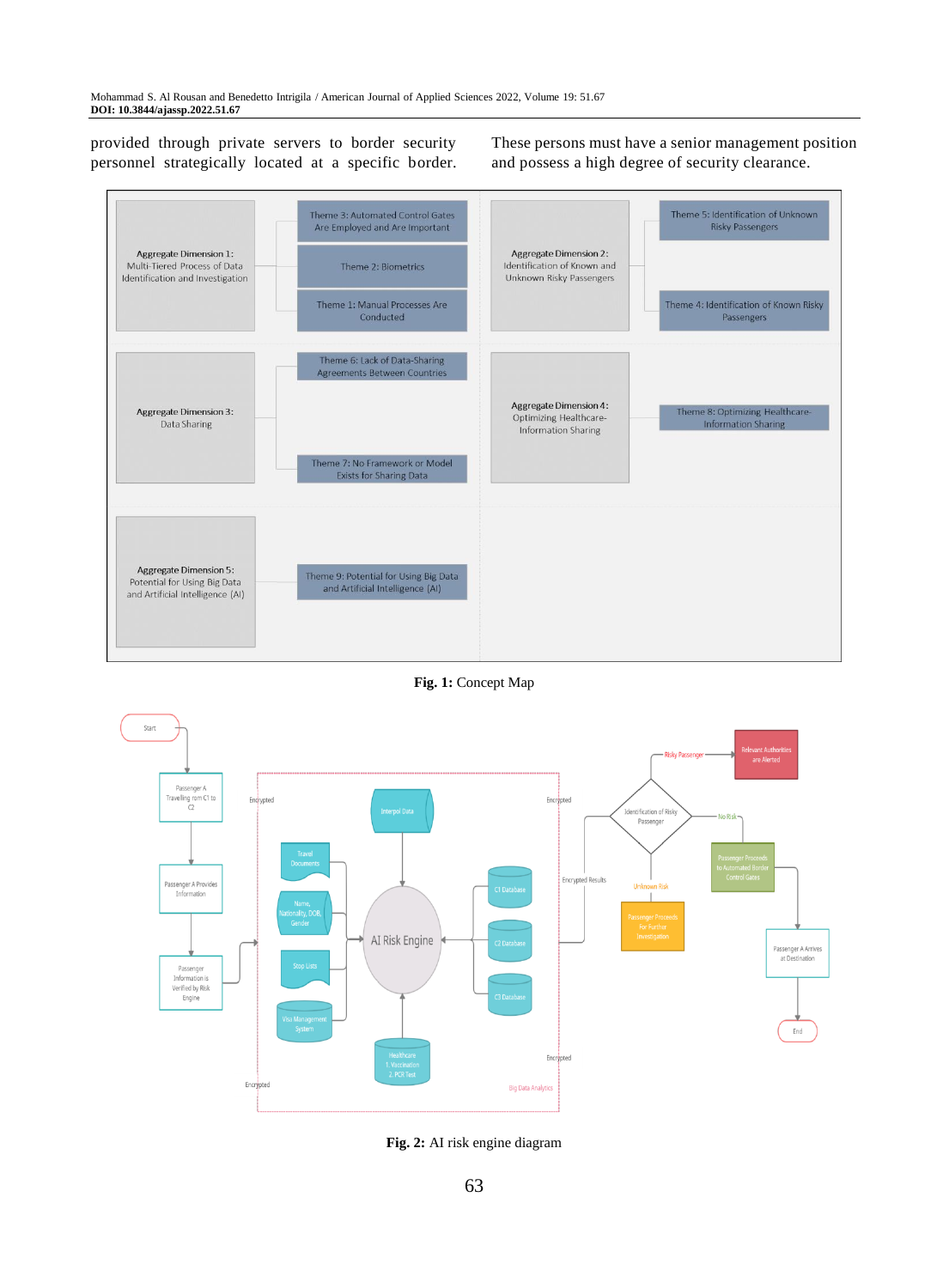provided through private servers to border security personnel strategically located at a specific border. These persons must have a senior management position and possess a high degree of security clearance.

**Fig. 1:** Concept Map

**Fig. 2:** AI risk engine diagram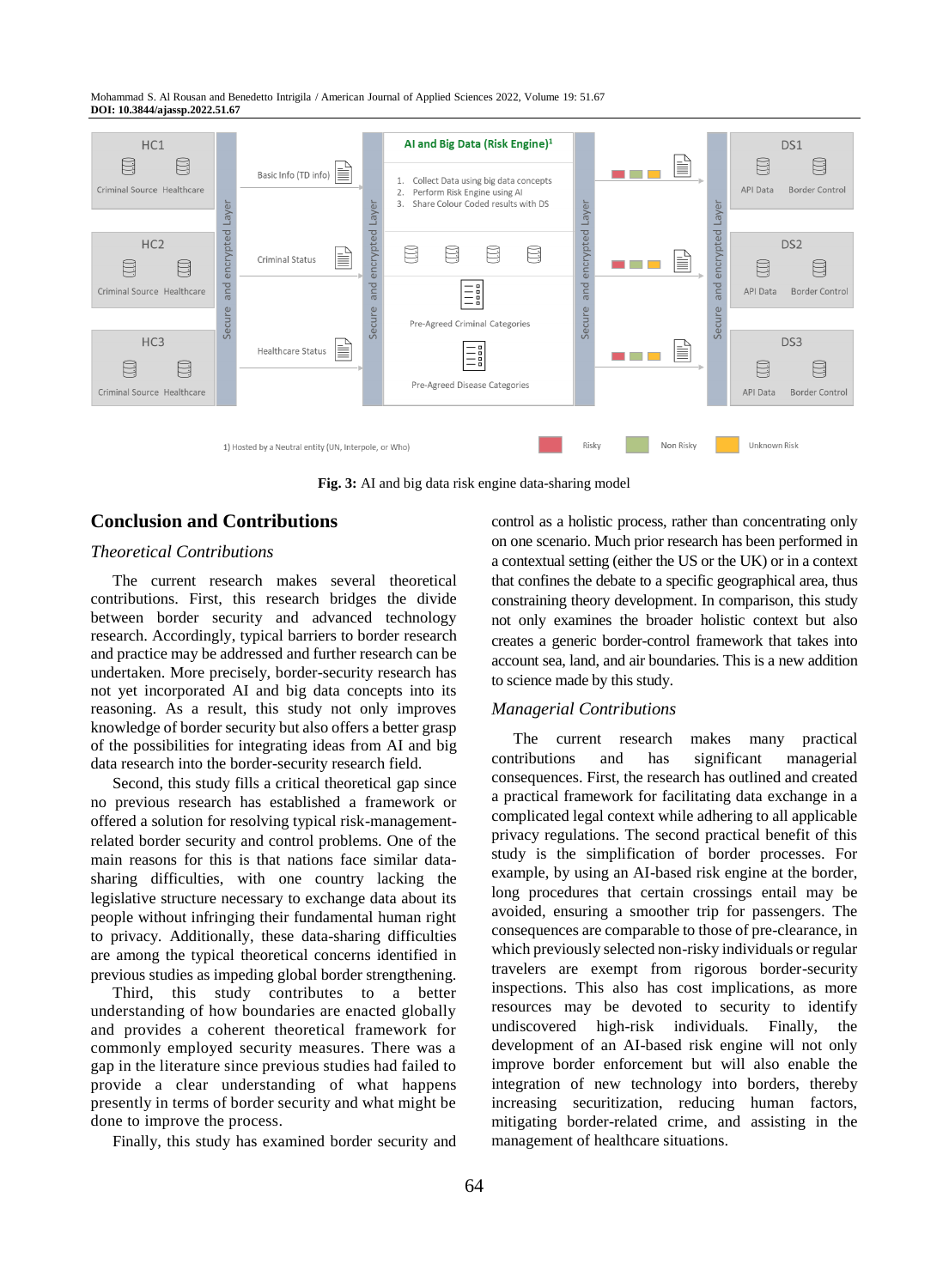Fig. 3: AI and big data risk engine data-sharing model

## Conclusion and Contributions

### *Theoretical Contributions*

The current research makes several theoretical contributions. First, this research bridges the divide between border security and advanced technology research. Accordingly, typical barriers to border research and practice may be addressed and further research can be undertaken. More precisely, border-security research has not yet incorporated AI and big data concepts into its reasoning. As a result, this study not only improves knowledge of border security but also offers a better grasp of the possibilities for integrating ideas from AI and big data research into the border-security research field.

Second, this study fills a critical theoretical gap since no previous research has established a framework or offered a solution for resolving typical risk-management-related border security and control problems. One of the main reasons for this is that nations face similar data-sharing difficulties, with one country lacking the legislative structure necessary to exchange data about its people without infringing their fundamental human right to privacy. Additionally, these data-sharing difficulties are among the typical theoretical concerns identified in previous studies as impeding global border strengthening.

Third, this study contributes to a better understanding of how boundaries are enacted globally and provides a coherent theoretical framework for commonly employed security measures. There was a gap in the literature since previous studies had failed to provide a clear understanding of what happens presently in terms of border security and what might be done to improve the process.

Finally, this study has examined border security and control as a holistic process, rather than concentrating only on one scenario. Much prior research has been performed in a contextual setting (either the US or the UK) or in a context that confines the debate to a specific geographical area, thus constraining theory development. In comparison, this study not only examines the broader holistic context but also creates a generic border-control framework that takes into account sea, land, and air boundaries. This is a new addition to science made by this study.

### *Managerial Contributions*

The current research makes many practical contributions and has significant managerial consequences. First, the research has outlined and created a practical framework for facilitating data exchange in a complicated legal context while adhering to all applicable privacy regulations. The second practical benefit of this study is the simplification of border processes. For example, by using an AI-based risk engine at the border, long procedures that certain crossings entail may be avoided, ensuring a smoother trip for passengers. The consequences are comparable to those of pre-clearance, in which previously selected non-risky individuals or regular travelers are exempt from rigorous border-security inspections. This also has cost implications, as more resources may be devoted to security to identify undiscovered high-risk individuals. Finally, the development of an AI-based risk engine will not only improve border enforcement but will also enable the integration of new technology into borders, thereby increasing securitization, reducing human factors, mitigating border-related crime, and assisting in the management of healthcare situations.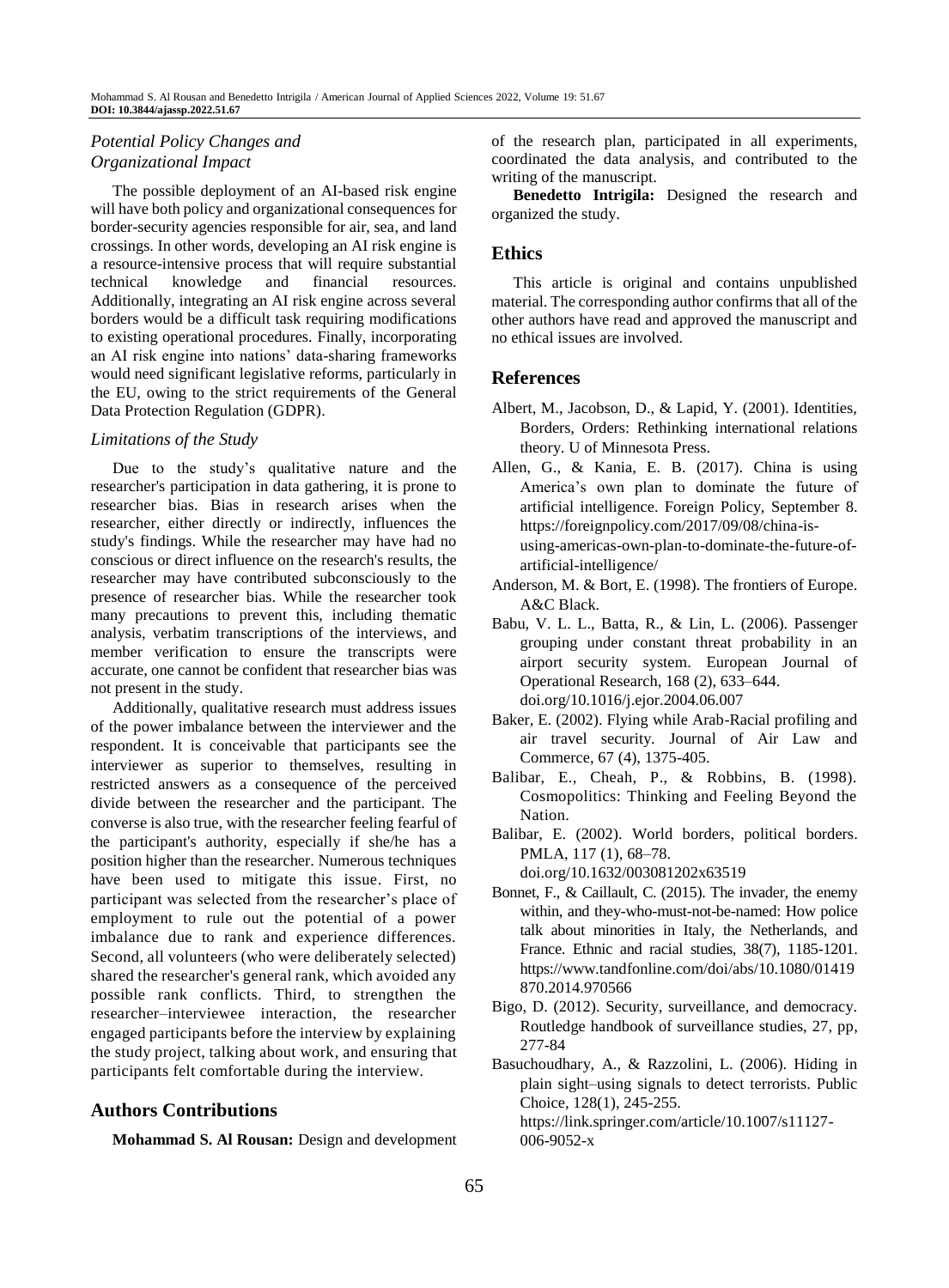### *Potential Policy Changes and Organizational Impact*

The possible deployment of an AI-based risk engine will have both policy and organizational consequences for border-security agencies responsible for air, sea, and land crossings. In other words, developing an AI risk engine is a resource-intensive process that will require substantial technical knowledge and financial resources. Additionally, integrating an AI risk engine across several borders would be a difficult task requiring modifications to existing operational procedures. Finally, incorporating an AI risk engine into nations' data-sharing frameworks would need significant legislative reforms, particularly in the EU, owing to the strict requirements of the General Data Protection Regulation (GDPR).

### *Limitations of the Study*

Due to the study's qualitative nature and the researcher's participation in data gathering, it is prone to researcher bias. Bias in research arises when the researcher, either directly or indirectly, influences the study's findings. While the researcher may have had no conscious or direct influence on the research's results, the researcher may have contributed subconsciously to the presence of researcher bias. While the researcher took many precautions to prevent this, including thematic analysis, verbatim transcriptions of the interviews, and member verification to ensure the transcripts were accurate, one cannot be confident that researcher bias was not present in the study.

Additionally, qualitative research must address issues of the power imbalance between the interviewer and the respondent. It is conceivable that participants see the interviewer as superior to themselves, resulting in restricted answers as a consequence of the perceived divide between the researcher and the participant. The converse is also true, with the researcher feeling fearful of the participant's authority, especially if she/he has a position higher than the researcher. Numerous techniques have been used to mitigate this issue. First, no participant was selected from the researcher's place of employment to rule out the potential of a power imbalance due to rank and experience differences. Second, all volunteers (who were deliberately selected) shared the researcher's general rank, which avoided any possible rank conflicts. Third, to strengthen the researcher–interviewee interaction, the researcher engaged participants before the interview by explaining the study project, talking about work, and ensuring that participants felt comfortable during the interview.

## Authors Contributions

**Mohammad S. Al Rousan:** Design and development of the research plan, participated in all experiments, coordinated the data analysis, and contributed to the writing of the manuscript.

**Benedetto Intrigila:** Designed the research and organized the study.

## Ethics

This article is original and contains unpublished material. The corresponding author confirms that all of the other authors have read and approved the manuscript and no ethical issues are involved.

## References

Albert, M., Jacobson, D., & Lapid, Y. (2001). Identities, Borders, Orders: Rethinking international relations theory. U of Minnesota Press.

Allen, G., & Kania, E. B. (2017). China is using America's own plan to dominate the future of artificial intelligence. Foreign Policy, September 8. https://foreignpolicy.com/2017/09/08/china-is-using-americas-own-plan-to-dominate-the-future-of-artificial-intelligence/

Anderson, M. & Bort, E. (1998). The frontiers of Europe. A&C Black.

Babu, V. L. L., Batta, R., & Lin, L. (2006). Passenger grouping under constant threat probability in an airport security system. European Journal of Operational Research, 168 (2), 633–644. doi.org/10.1016/j.ejor.2004.06.007

Baker, E. (2002). Flying while Arab-Racial profiling and air travel security. Journal of Air Law and Commerce, 67 (4), 1375-405.

Balibar, E., Cheah, P., & Robbins, B. (1998). Cosmopolitics: Thinking and Feeling Beyond the Nation.

Balibar, E. (2002). World borders, political borders. PMLA, 117 (1), 68–78. doi.org/10.1632/003081202x63519

Bonnet, F., & Caillault, C. (2015). The invader, the enemy within, and they-who-must-not-be-named: How police talk about minorities in Italy, the Netherlands, and France. Ethnic and racial studies, 38(7), 1185-1201. https://www.tandfonline.com/doi/abs/10.1080/01419870.2014.970566

Bigo, D. (2012). Security, surveillance, and democracy. Routledge handbook of surveillance studies, 27, pp, 277-84

Basuchoudhary, A., & Razzolini, L. (2006). Hiding in plain sight–using signals to detect terrorists. Public Choice, 128(1), 245-255. https://link.springer.com/article/10.1007/s11127-006-9052-x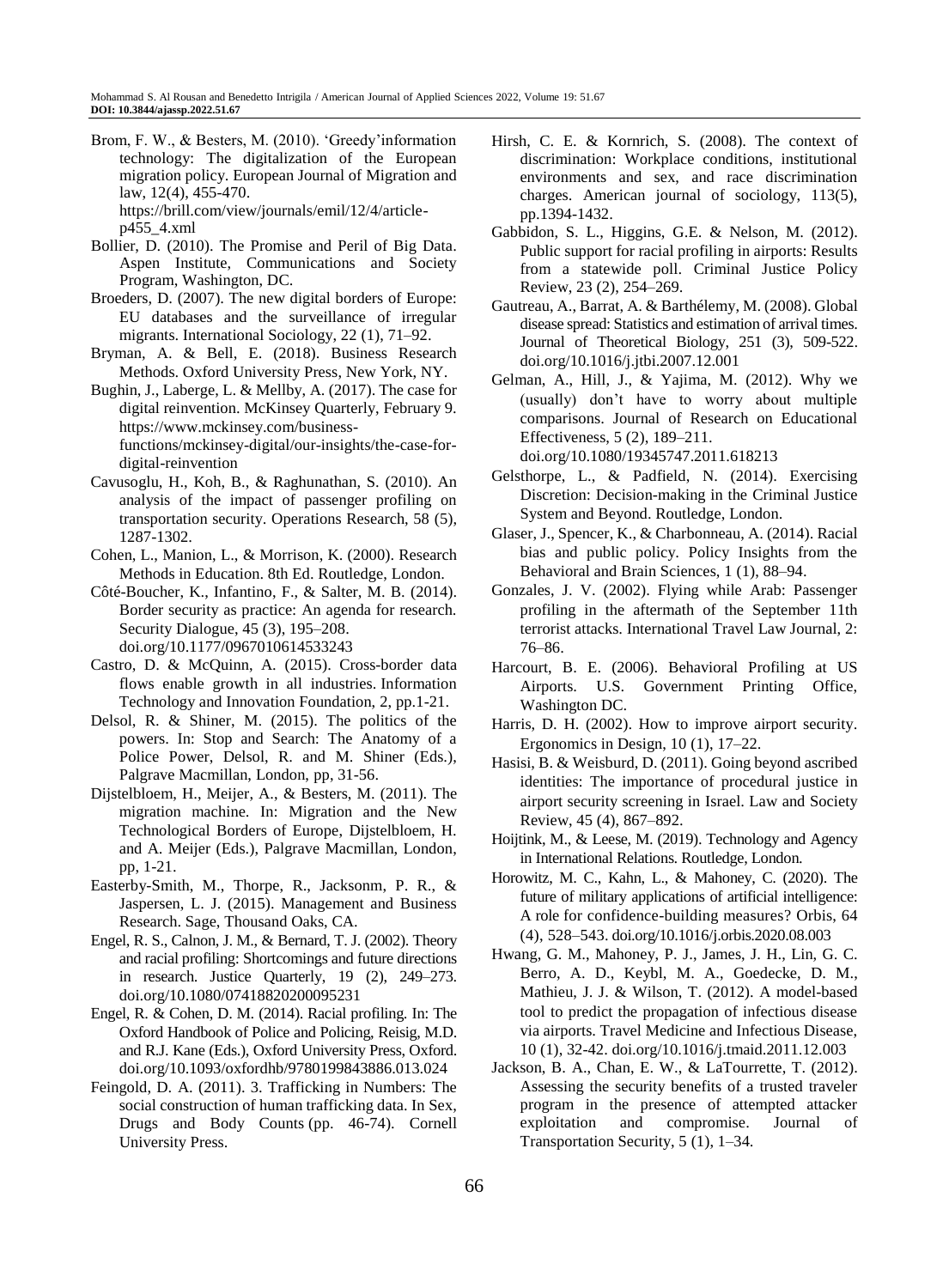Brom, F. W., & Besters, M. (2010). 'Greedy'information technology: The digitalization of the European migration policy. European Journal of Migration and law, 12(4), 455-470. https://brill.com/view/journals/emil/12/4/article-p455_4.xml

Bollier, D. (2010). The Promise and Peril of Big Data. Aspen Institute, Communications and Society Program, Washington, DC.

Broeders, D. (2007). The new digital borders of Europe: EU databases and the surveillance of irregular migrants. International Sociology, 22 (1), 71–92.

Bryman, A. & Bell, E. (2018). Business Research Methods. Oxford University Press, New York, NY.

Bughin, J., Laberge, L. & Mellby, A. (2017). The case for digital reinvention. McKinsey Quarterly, February 9. https://www.mckinsey.com/business-functions/mckinsey-digital/our-insights/the-case-for-digital-reinvention

Cavusoglu, H., Koh, B., & Raghunathan, S. (2010). An analysis of the impact of passenger profiling on transportation security. Operations Research, 58 (5), 1287-1302.

Cohen, L., Manion, L., & Morrison, K. (2000). Research Methods in Education. 8th Ed. Routledge, London.

Côté-Boucher, K., Infantino, F., & Salter, M. B. (2014). Border security as practice: An agenda for research. Security Dialogue, 45 (3), 195–208. doi.org/10.1177/0967010614533243

Castro, D. & McQuinn, A. (2015). Cross-border data flows enable growth in all industries. Information Technology and Innovation Foundation, 2, pp.1-21.

Delsol, R. & Shiner, M. (2015). The politics of the powers. In: Stop and Search: The Anatomy of a Police Power, Delsol, R. and M. Shiner (Eds.), Palgrave Macmillan, London, pp, 31-56.

Dijstelbloem, H., Meijer, A., & Besters, M. (2011). The migration machine. In: Migration and the New Technological Borders of Europe, Dijstelbloem, H. and A. Meijer (Eds.), Palgrave Macmillan, London, pp, 1-21.

Easterby-Smith, M., Thorpe, R., Jacksonm, P. R., & Jaspersen, L. J. (2015). Management and Business Research. Sage, Thousand Oaks, CA.

Engel, R. S., Calnon, J. M., & Bernard, T. J. (2002). Theory and racial profiling: Shortcomings and future directions in research. Justice Quarterly, 19 (2), 249–273. doi.org/10.1080/07418820200095231

Engel, R. & Cohen, D. M. (2014). Racial profiling. In: The Oxford Handbook of Police and Policing, Reisig, M.D. and R.J. Kane (Eds.), Oxford University Press, Oxford. doi.org/10.1093/oxfordhb/9780199843886.013.024

Feingold, D. A. (2011). 3. Trafficking in Numbers: The social construction of human trafficking data. In Sex, Drugs and Body Counts (pp. 46-74). Cornell University Press.

Hirsh, C. E. & Kornrich, S. (2008). The context of discrimination: Workplace conditions, institutional environments and sex, and race discrimination charges. American journal of sociology, 113(5), pp.1394-1432.

Gabbidon, S. L., Higgins, G.E. & Nelson, M. (2012). Public support for racial profiling in airports: Results from a statewide poll. Criminal Justice Policy Review, 23 (2), 254–269.

Gautreau, A., Barrat, A. & Barthélemy, M. (2008). Global disease spread: Statistics and estimation of arrival times. Journal of Theoretical Biology, 251 (3), 509-522. doi.org/10.1016/j.jtbi.2007.12.001

Gelman, A., Hill, J., & Yajima, M. (2012). Why we (usually) don't have to worry about multiple comparisons. Journal of Research on Educational Effectiveness, 5 (2), 189–211. doi.org/10.1080/19345747.2011.618213

Gelsthorpe, L., & Padfield, N. (2014). Exercising Discretion: Decision-making in the Criminal Justice System and Beyond. Routledge, London.

Glaser, J., Spencer, K., & Charbonneau, A. (2014). Racial bias and public policy. Policy Insights from the Behavioral and Brain Sciences, 1 (1), 88–94.

Gonzales, J. V. (2002). Flying while Arab: Passenger profiling in the aftermath of the September 11th terrorist attacks. International Travel Law Journal, 2: 76–86.

Harcourt, B. E. (2006). Behavioral Profiling at US Airports. U.S. Government Printing Office, Washington DC.

Harris, D. H. (2002). How to improve airport security. Ergonomics in Design, 10 (1), 17–22.

Hasisi, B. & Weisburd, D. (2011). Going beyond ascribed identities: The importance of procedural justice in airport security screening in Israel. Law and Society Review, 45 (4), 867–892.

Hoijtink, M., & Leese, M. (2019). Technology and Agency in International Relations. Routledge, London.

Horowitz, M. C., Kahn, L., & Mahoney, C. (2020). The future of military applications of artificial intelligence: A role for confidence-building measures? Orbis, 64 (4), 528–543. doi.org/10.1016/j.orbis.2020.08.003

Hwang, G. M., Mahoney, P. J., James, J. H., Lin, G. C. Berro, A. D., Keybl, M. A., Goedecke, D. M., Mathieu, J. J. & Wilson, T. (2012). A model-based tool to predict the propagation of infectious disease via airports. Travel Medicine and Infectious Disease, 10 (1), 32-42. doi.org/10.1016/j.tmaid.2011.12.003

Jackson, B. A., Chan, E. W., & LaTourrette, T. (2012). Assessing the security benefits of a trusted traveler program in the presence of attempted attacker exploitation and compromise. Journal of Transportation Security, 5 (1), 1–34.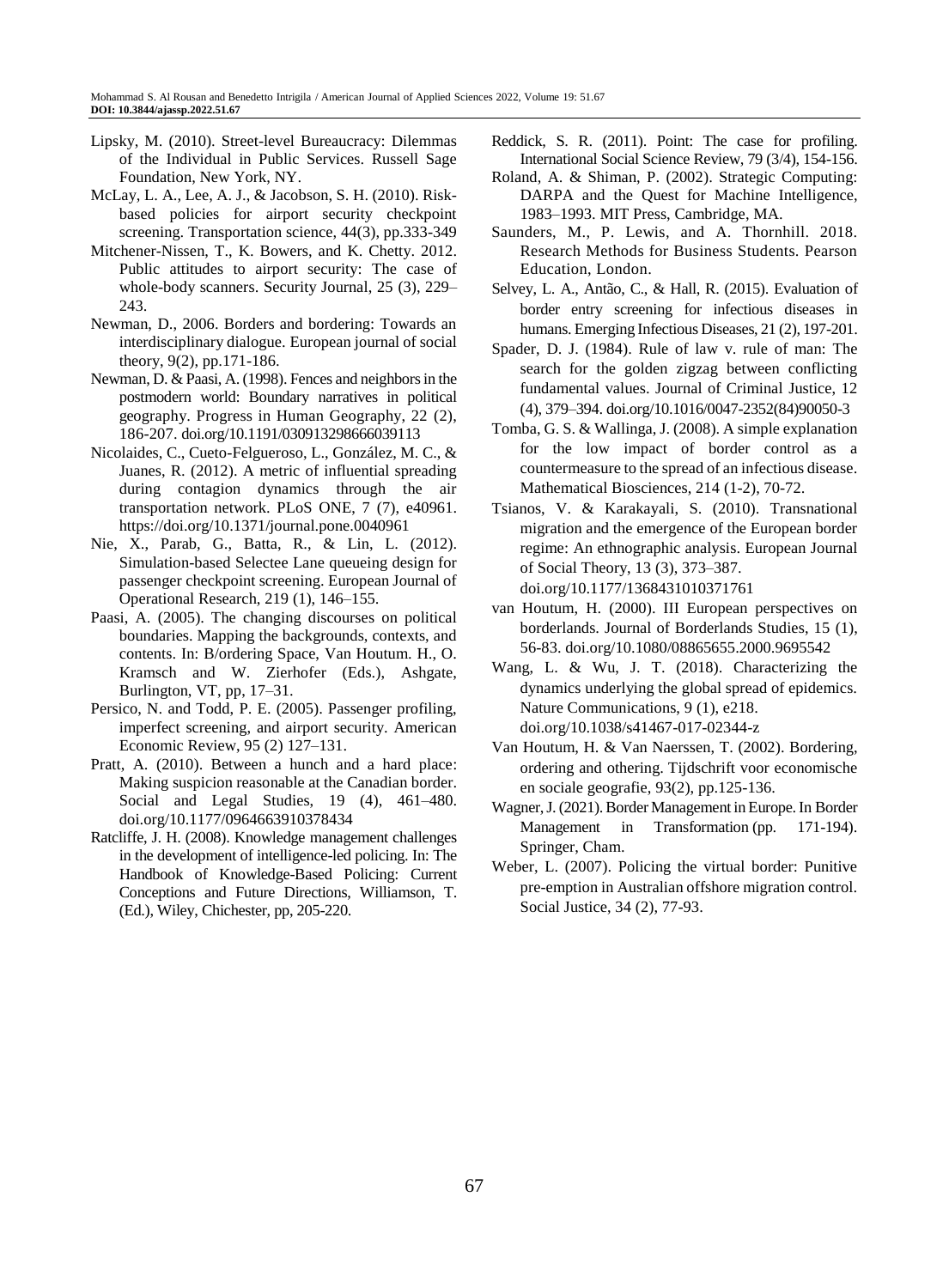Lipsky, M. (2010). Street-level Bureaucracy: Dilemmas of the Individual in Public Services. Russell Sage Foundation, New York, NY.

McLay, L. A., Lee, A. J., & Jacobson, S. H. (2010). Risk-based policies for airport security checkpoint screening. Transportation science, 44(3), pp.333-349

Mitchener-Nissen, T., K. Bowers, and K. Chetty. 2012. Public attitudes to airport security: The case of whole-body scanners. Security Journal, 25 (3), 229–243.

Newman, D., 2006. Borders and bordering: Towards an interdisciplinary dialogue. European journal of social theory, 9(2), pp.171-186.

Newman, D. & Paasi, A. (1998). Fences and neighbors in the postmodern world: Boundary narratives in political geography. Progress in Human Geography, 22 (2), 186-207. doi.org/10.1191/030913298666039113

Nicolaides, C., Cueto-Felgueroso, L., González, M. C., & Juanes, R. (2012). A metric of influential spreading during contagion dynamics through the air transportation network. PLoS ONE, 7 (7), e40961. https://doi.org/10.1371/journal.pone.0040961

Nie, X., Parab, G., Batta, R., & Lin, L. (2012). Simulation-based Selectee Lane queueing design for passenger checkpoint screening. European Journal of Operational Research, 219 (1), 146–155.

Paasi, A. (2005). The changing discourses on political boundaries. Mapping the backgrounds, contexts, and contents. In: B/ordering Space, Van Houtum. H., O. Kramsch and W. Zierhofer (Eds.), Ashgate, Burlington, VT, pp, 17–31.

Persico, N. and Todd, P. E. (2005). Passenger profiling, imperfect screening, and airport security. American Economic Review, 95 (2) 127–131.

Pratt, A. (2010). Between a hunch and a hard place: Making suspicion reasonable at the Canadian border. Social and Legal Studies, 19 (4), 461–480. doi.org/10.1177/0964663910378434

Ratcliffe, J. H. (2008). Knowledge management challenges in the development of intelligence-led policing. In: The Handbook of Knowledge-Based Policing: Current Conceptions and Future Directions, Williamson, T. (Ed.), Wiley, Chichester, pp, 205-220.

Reddick, S. R. (2011). Point: The case for profiling. International Social Science Review, 79 (3/4), 154-156.

Roland, A. & Shiman, P. (2002). Strategic Computing: DARPA and the Quest for Machine Intelligence, 1983–1993. MIT Press, Cambridge, MA.

Saunders, M., P. Lewis, and A. Thornhill. 2018. Research Methods for Business Students. Pearson Education, London.

Selvey, L. A., Antão, C., & Hall, R. (2015). Evaluation of border entry screening for infectious diseases in humans. Emerging Infectious Diseases, 21 (2), 197-201.

Spader, D. J. (1984). Rule of law v. rule of man: The search for the golden zigzag between conflicting fundamental values. Journal of Criminal Justice, 12 (4), 379–394. doi.org/10.1016/0047-2352(84)90050-3

Tomba, G. S. & Wallinga, J. (2008). A simple explanation for the low impact of border control as a countermeasure to the spread of an infectious disease. Mathematical Biosciences, 214 (1-2), 70-72.

Tsianos, V. & Karakayali, S. (2010). Transnational migration and the emergence of the European border regime: An ethnographic analysis. European Journal of Social Theory, 13 (3), 373–387. doi.org/10.1177/1368431010371761

van Houtum, H. (2000). III European perspectives on borderlands. Journal of Borderlands Studies, 15 (1), 56-83. doi.org/10.1080/08865655.2000.9695542

Wang, L. & Wu, J. T. (2018). Characterizing the dynamics underlying the global spread of epidemics. Nature Communications, 9 (1), e218. doi.org/10.1038/s41467-017-02344-z

Van Houtum, H. & Van Naerssen, T. (2002). Bordering, ordering and othering. Tijdschrift voor economische en sociale geografie, 93(2), pp.125-136.

Wagner, J. (2021). Border Management in Europe. In Border Management in Transformation (pp. 171-194). Springer, Cham.

Weber, L. (2007). Policing the virtual border: Punitive pre-emption in Australian offshore migration control. Social Justice, 34 (2), 77-93.